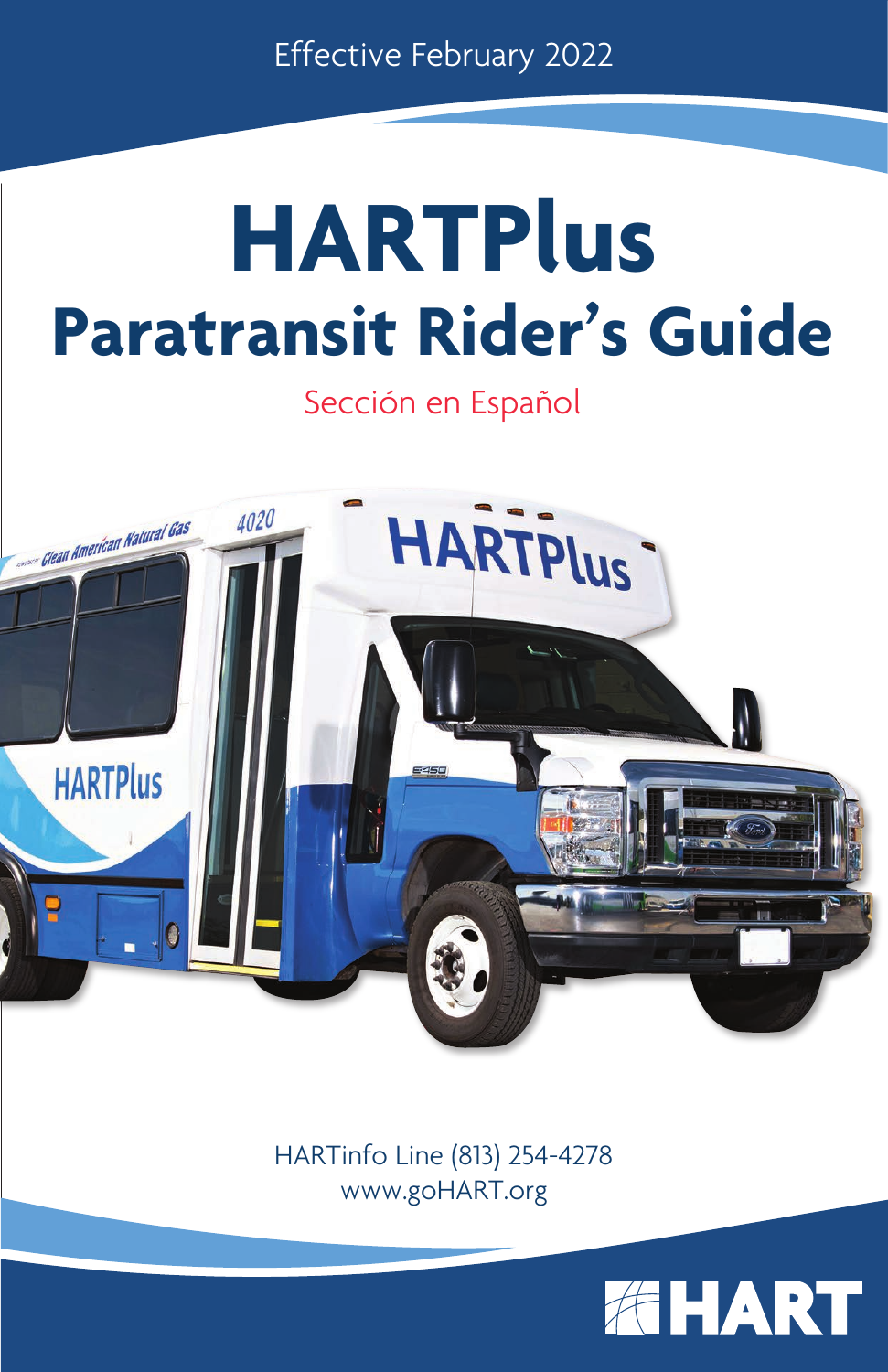Effective February 2022

# HARTPlus

## Paratransit Rider's Guide

Sección en Español

HARTinfo Line (813) 254-4278
www.goHART.org

HART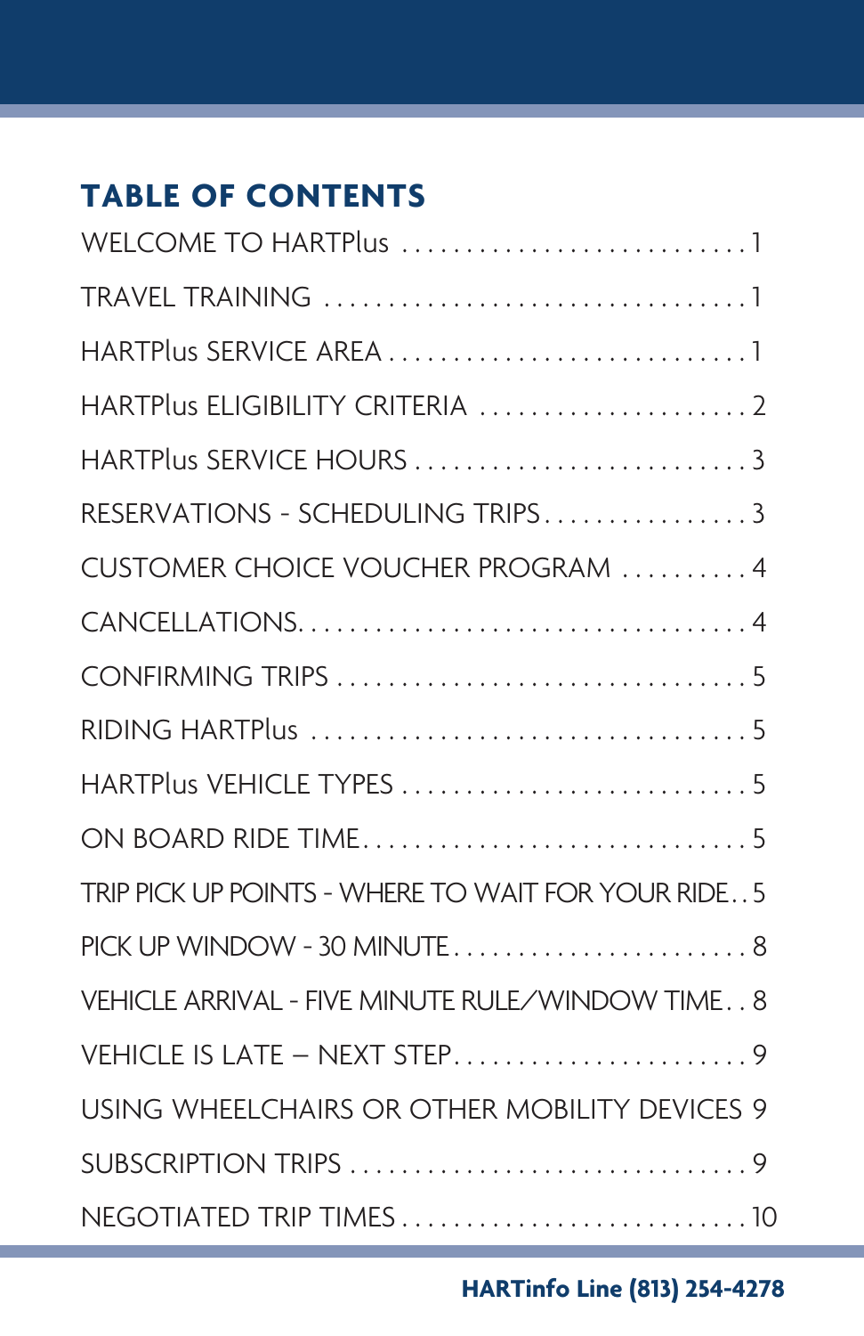## TABLE OF CONTENTS

| | |
|---|---|
| WELCOME TO HARTPlus | 1 |
| TRAVEL TRAINING | 1 |
| HARTPlus SERVICE AREA | 1 |
| HARTPlus ELIGIBILITY CRITERIA | 2 |
| HARTPlus SERVICE HOURS | 3 |
| RESERVATIONS - SCHEDULING TRIPS | 3 |
| CUSTOMER CHOICE VOUCHER PROGRAM | 4 |
| CANCELLATIONS | 4 |
| CONFIRMING TRIPS | 5 |
| RIDING HARTPlus | 5 |
| HARTPlus VEHICLE TYPES | 5 |
| ON BOARD RIDE TIME | 5 |
| TRIP PICK UP POINTS - WHERE TO WAIT FOR YOUR RIDE | 5 |
| PICK UP WINDOW - 30 MINUTE | 8 |
| VEHICLE ARRIVAL - FIVE MINUTE RULE/WINDOW TIME | 8 |
| VEHICLE IS LATE – NEXT STEP | 9 |
| USING WHEELCHAIRS OR OTHER MOBILITY DEVICES | 9 |
| SUBSCRIPTION TRIPS | 9 |
| NEGOTIATED TRIP TIMES | 10 |

**HARTinfo Line (813) 254-4278**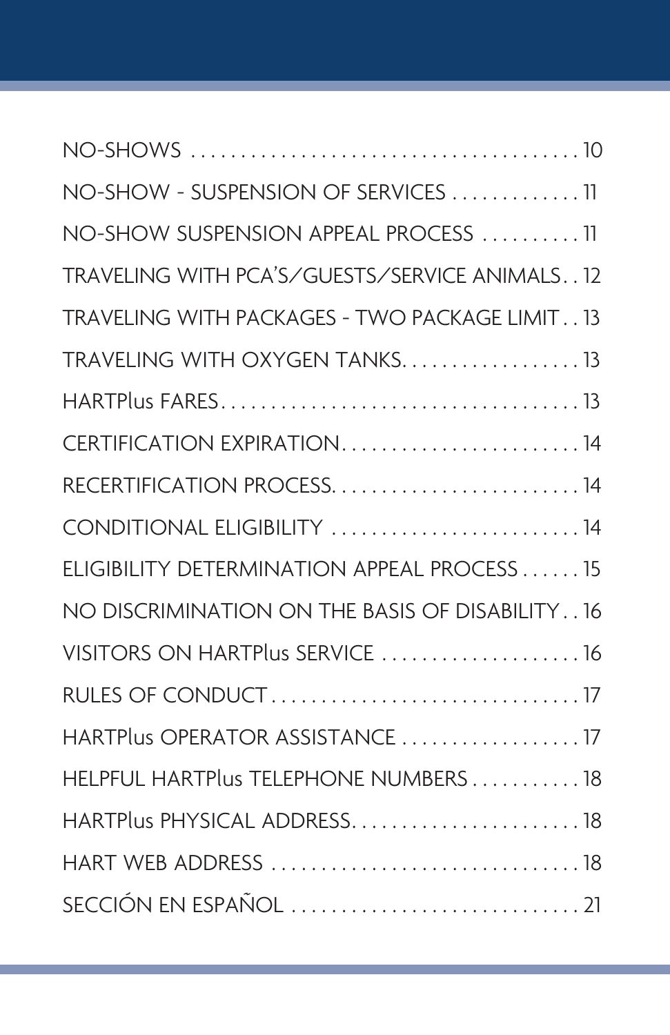| | |
|---|---|
| NO-SHOWS | 10 |
| NO-SHOW - SUSPENSION OF SERVICES | 11 |
| NO-SHOW SUSPENSION APPEAL PROCESS | 11 |
| TRAVELING WITH PCA'S/GUESTS/SERVICE ANIMALS | 12 |
| TRAVELING WITH PACKAGES - TWO PACKAGE LIMIT | 13 |
| TRAVELING WITH OXYGEN TANKS | 13 |
| HARTPlus FARES | 13 |
| CERTIFICATION EXPIRATION | 14 |
| RECERTIFICATION PROCESS | 14 |
| CONDITIONAL ELIGIBILITY | 14 |
| ELIGIBILITY DETERMINATION APPEAL PROCESS | 15 |
| NO DISCRIMINATION ON THE BASIS OF DISABILITY | 16 |
| VISITORS ON HARTPlus SERVICE | 16 |
| RULES OF CONDUCT | 17 |
| HARTPlus OPERATOR ASSISTANCE | 17 |
| HELPFUL HARTPlus TELEPHONE NUMBERS | 18 |
| HARTPlus PHYSICAL ADDRESS | 18 |
| HART WEB ADDRESS | 18 |
| SECCIÓN EN ESPAÑOL | 21 |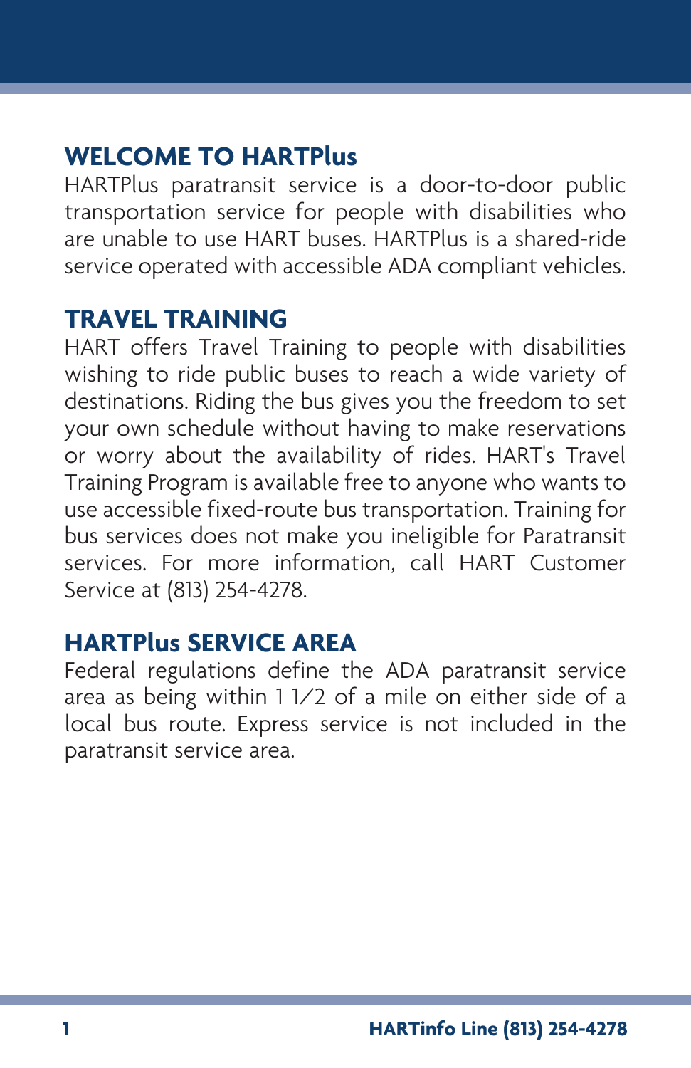## WELCOME TO HARTPlus

HARTPlus paratransit service is a door-to-door public transportation service for people with disabilities who are unable to use HART buses. HARTPlus is a shared-ride service operated with accessible ADA compliant vehicles.

## TRAVEL TRAINING

HART offers Travel Training to people with disabilities wishing to ride public buses to reach a wide variety of destinations. Riding the bus gives you the freedom to set your own schedule without having to make reservations or worry about the availability of rides. HART's Travel Training Program is available free to anyone who wants to use accessible fixed-route bus transportation. Training for bus services does not make you ineligible for Paratransit services. For more information, call HART Customer Service at (813) 254-4278.

## HARTPlus SERVICE AREA

Federal regulations define the ADA paratransit service area as being within 1 1/2 of a mile on either side of a local bus route. Express service is not included in the paratransit service area.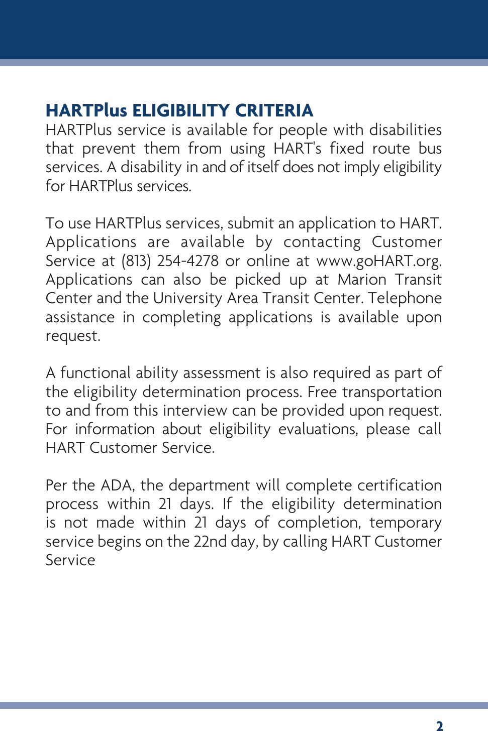## HARTPlus ELIGIBILITY CRITERIA

HARTPlus service is available for people with disabilities that prevent them from using HART's fixed route bus services. A disability in and of itself does not imply eligibility for HARTPlus services.

To use HARTPlus services, submit an application to HART. Applications are available by contacting Customer Service at (813) 254-4278 or online at www.goHART.org. Applications can also be picked up at Marion Transit Center and the University Area Transit Center. Telephone assistance in completing applications is available upon request.

A functional ability assessment is also required as part of the eligibility determination process. Free transportation to and from this interview can be provided upon request. For information about eligibility evaluations, please call HART Customer Service.

Per the ADA, the department will complete certification process within 21 days. If the eligibility determination is not made within 21 days of completion, temporary service begins on the 22nd day, by calling HART Customer Service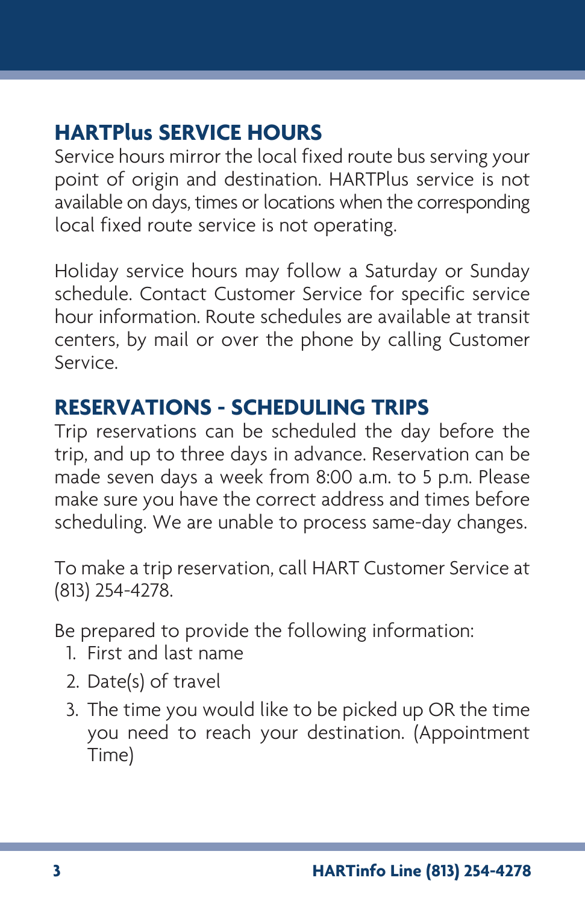## HARTPlus SERVICE HOURS

Service hours mirror the local fixed route bus serving your point of origin and destination. HARTPlus service is not available on days, times or locations when the corresponding local fixed route service is not operating.

Holiday service hours may follow a Saturday or Sunday schedule. Contact Customer Service for specific service hour information. Route schedules are available at transit centers, by mail or over the phone by calling Customer Service.

## RESERVATIONS - SCHEDULING TRIPS

Trip reservations can be scheduled the day before the trip, and up to three days in advance. Reservation can be made seven days a week from 8:00 a.m. to 5 p.m. Please make sure you have the correct address and times before scheduling. We are unable to process same-day changes.

To make a trip reservation, call HART Customer Service at (813) 254-4278.

Be prepared to provide the following information:

1. First and last name
2. Date(s) of travel
3. The time you would like to be picked up OR the time you need to reach your destination. (Appointment Time)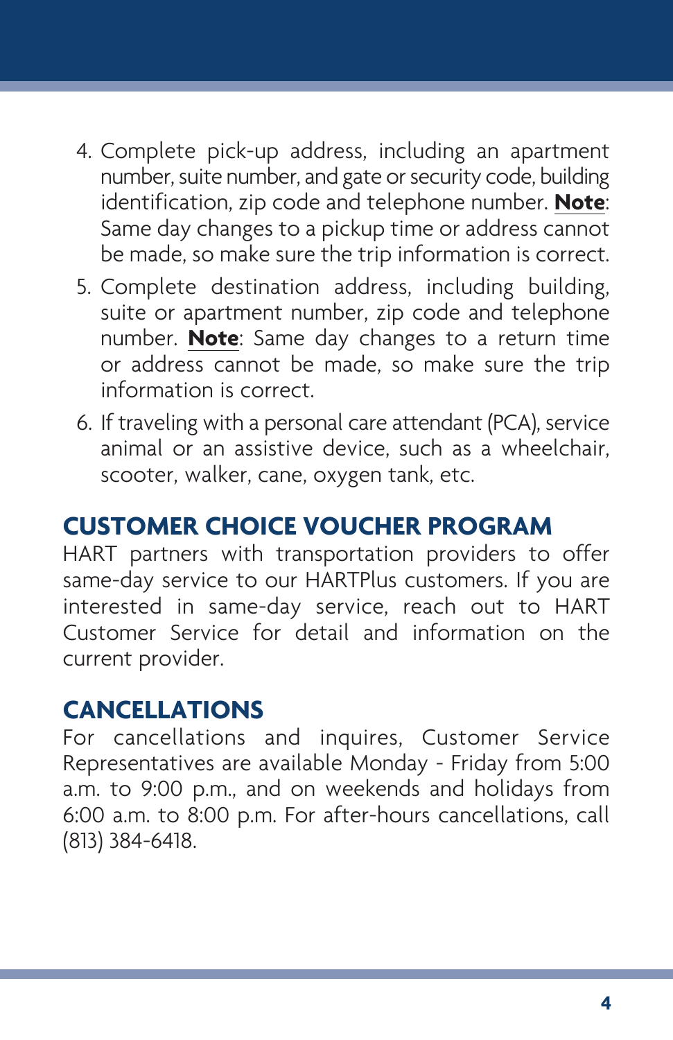4. Complete pick-up address, including an apartment number, suite number, and gate or security code, building identification, zip code and telephone number. **Note**: Same day changes to a pickup time or address cannot be made, so make sure the trip information is correct.
5. Complete destination address, including building, suite or apartment number, zip code and telephone number. **Note**: Same day changes to a return time or address cannot be made, so make sure the trip information is correct.
6. If traveling with a personal care attendant (PCA), service animal or an assistive device, such as a wheelchair, scooter, walker, cane, oxygen tank, etc.

## CUSTOMER CHOICE VOUCHER PROGRAM

HART partners with transportation providers to offer same-day service to our HARTPlus customers. If you are interested in same-day service, reach out to HART Customer Service for detail and information on the current provider.

## CANCELLATIONS

For cancellations and inquires, Customer Service Representatives are available Monday - Friday from 5:00 a.m. to 9:00 p.m., and on weekends and holidays from 6:00 a.m. to 8:00 p.m. For after-hours cancellations, call (813) 384-6418.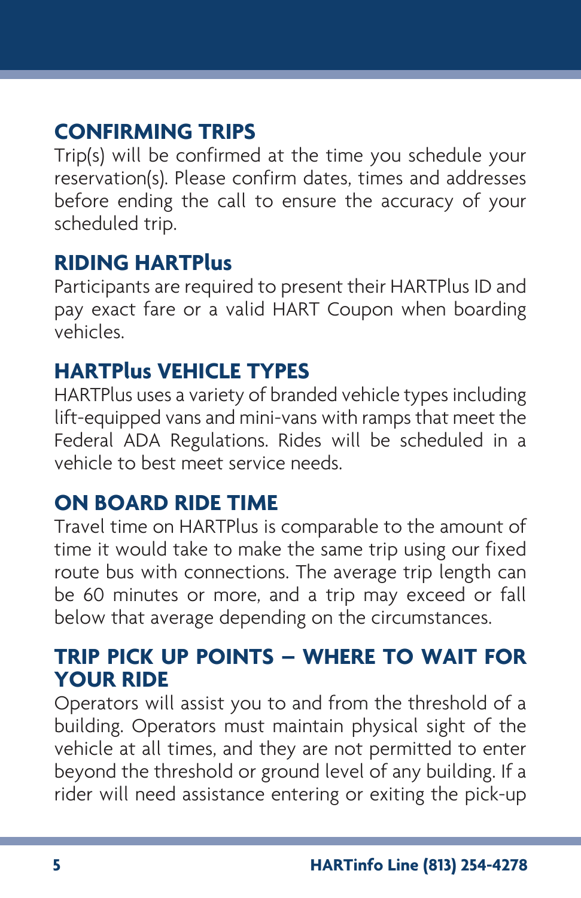## CONFIRMING TRIPS

Trip(s) will be confirmed at the time you schedule your reservation(s). Please confirm dates, times and addresses before ending the call to ensure the accuracy of your scheduled trip.

## RIDING HARTPlus

Participants are required to present their HARTPlus ID and pay exact fare or a valid HART Coupon when boarding vehicles.

## HARTPlus VEHICLE TYPES

HARTPlus uses a variety of branded vehicle types including lift-equipped vans and mini-vans with ramps that meet the Federal ADA Regulations. Rides will be scheduled in a vehicle to best meet service needs.

## ON BOARD RIDE TIME

Travel time on HARTPlus is comparable to the amount of time it would take to make the same trip using our fixed route bus with connections. The average trip length can be 60 minutes or more, and a trip may exceed or fall below that average depending on the circumstances.

## TRIP PICK UP POINTS – WHERE TO WAIT FOR YOUR RIDE

Operators will assist you to and from the threshold of a building. Operators must maintain physical sight of the vehicle at all times, and they are not permitted to enter beyond the threshold or ground level of any building. If a rider will need assistance entering or exiting the pick-up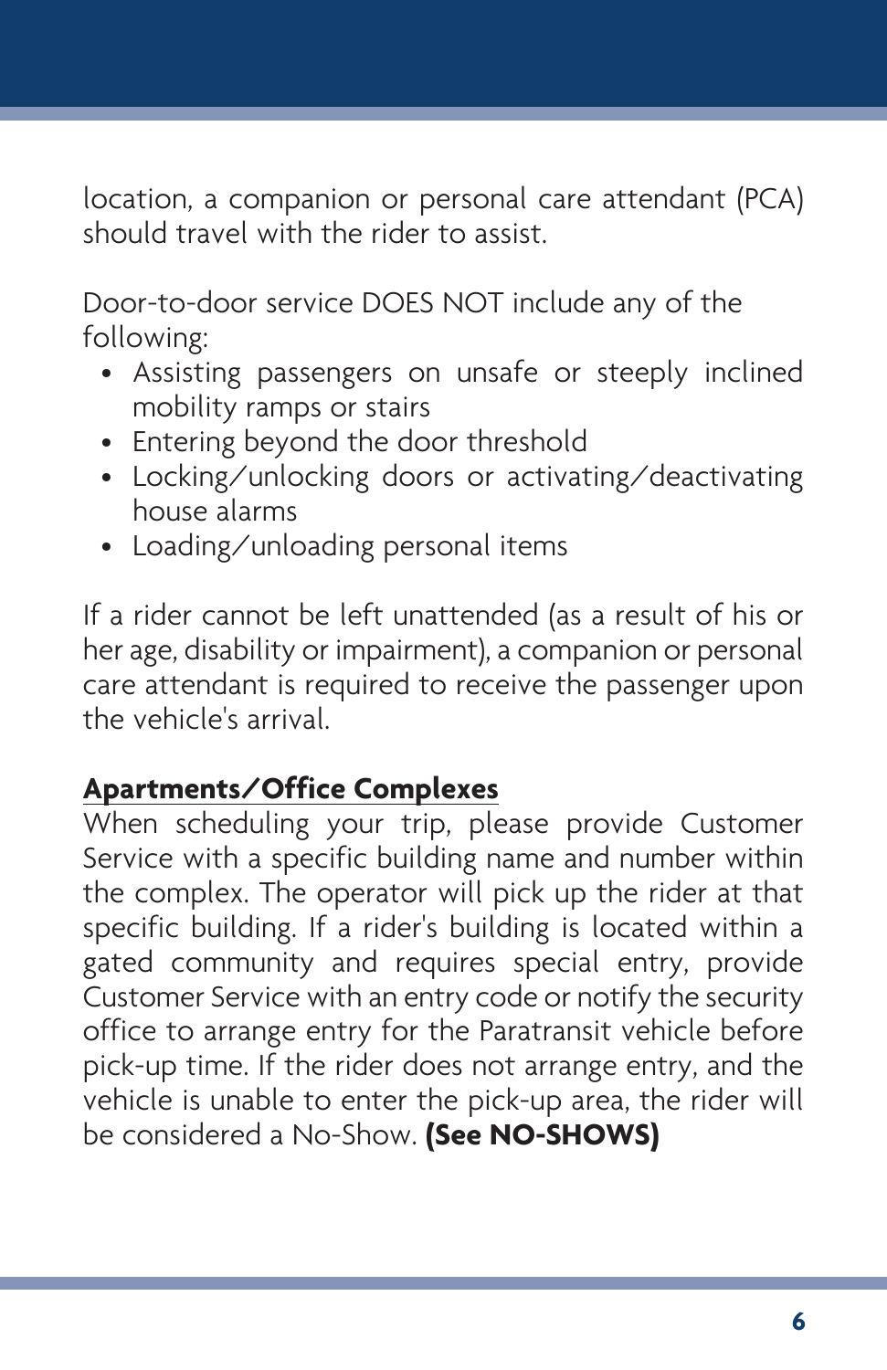location, a companion or personal care attendant (PCA) should travel with the rider to assist.

Door-to-door service DOES NOT include any of the following:

- Assisting passengers on unsafe or steeply inclined mobility ramps or stairs
- Entering beyond the door threshold
- Locking/unlocking doors or activating/deactivating house alarms
- Loading/unloading personal items

If a rider cannot be left unattended (as a result of his or her age, disability or impairment), a companion or personal care attendant is required to receive the passenger upon the vehicle's arrival.

**Apartments/Office Complexes**

When scheduling your trip, please provide Customer Service with a specific building name and number within the complex. The operator will pick up the rider at that specific building. If a rider's building is located within a gated community and requires special entry, provide Customer Service with an entry code or notify the security office to arrange entry for the Paratransit vehicle before pick-up time. If the rider does not arrange entry, and the vehicle is unable to enter the pick-up area, the rider will be considered a No-Show. **(See NO-SHOWS)**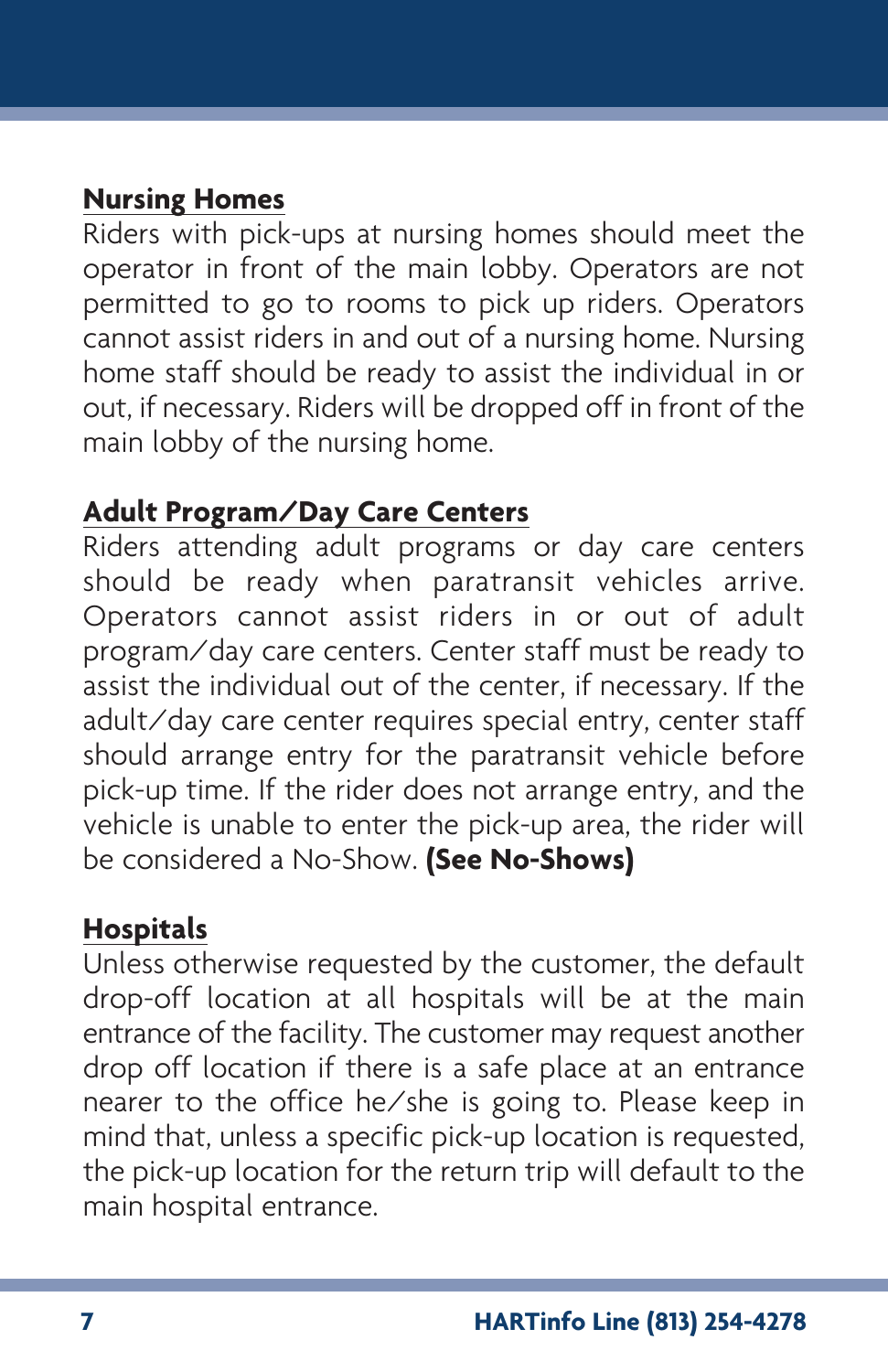## Nursing Homes

Riders with pick-ups at nursing homes should meet the operator in front of the main lobby. Operators are not permitted to go to rooms to pick up riders. Operators cannot assist riders in and out of a nursing home. Nursing home staff should be ready to assist the individual in or out, if necessary. Riders will be dropped off in front of the main lobby of the nursing home.

## Adult Program/Day Care Centers

Riders attending adult programs or day care centers should be ready when paratransit vehicles arrive. Operators cannot assist riders in or out of adult program/day care centers. Center staff must be ready to assist the individual out of the center, if necessary. If the adult/day care center requires special entry, center staff should arrange entry for the paratransit vehicle before pick-up time. If the rider does not arrange entry, and the vehicle is unable to enter the pick-up area, the rider will be considered a No-Show. **(See No-Shows)**

## Hospitals

Unless otherwise requested by the customer, the default drop-off location at all hospitals will be at the main entrance of the facility. The customer may request another drop off location if there is a safe place at an entrance nearer to the office he/she is going to. Please keep in mind that, unless a specific pick-up location is requested, the pick-up location for the return trip will default to the main hospital entrance.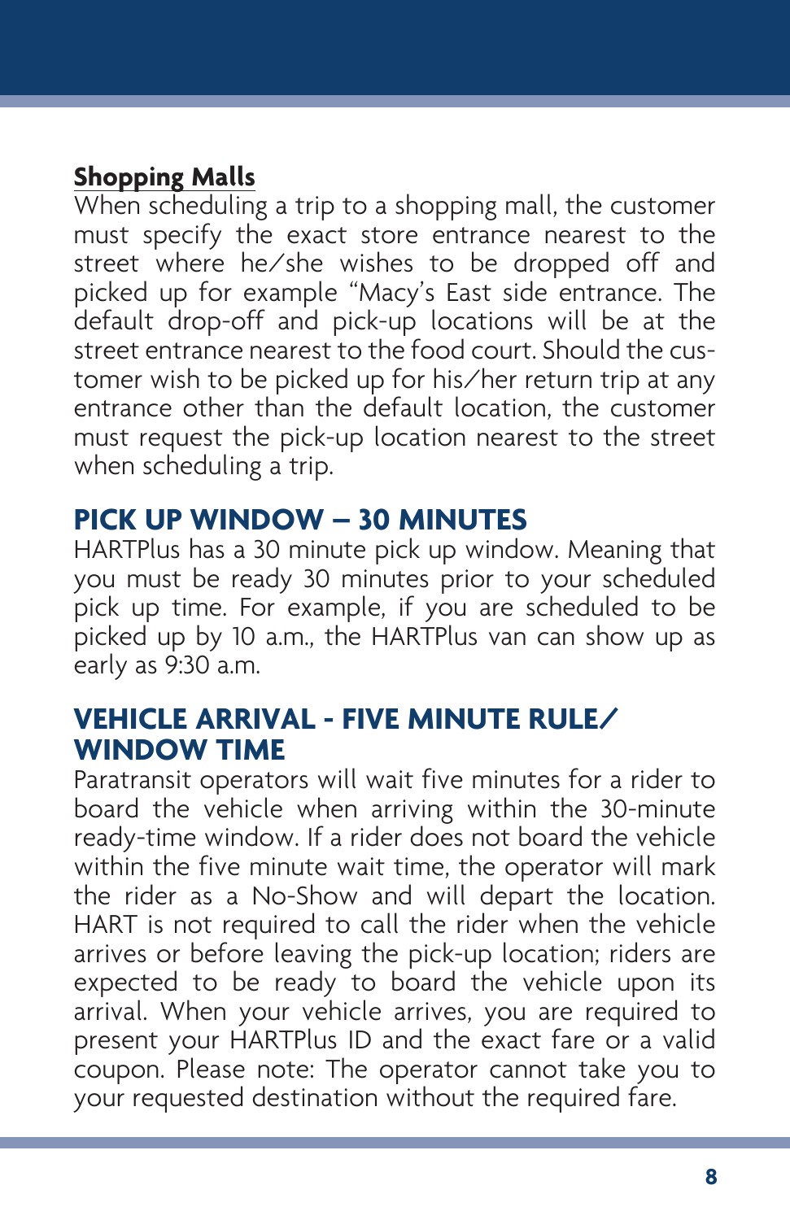**Shopping Malls**

When scheduling a trip to a shopping mall, the customer must specify the exact store entrance nearest to the street where he/she wishes to be dropped off and picked up for example "Macy's East side entrance. The default drop-off and pick-up locations will be at the street entrance nearest to the food court. Should the customer wish to be picked up for his/her return trip at any entrance other than the default location, the customer must request the pick-up location nearest to the street when scheduling a trip.

## PICK UP WINDOW – 30 MINUTES

HARTPlus has a 30 minute pick up window. Meaning that you must be ready 30 minutes prior to your scheduled pick up time. For example, if you are scheduled to be picked up by 10 a.m., the HARTPlus van can show up as early as 9:30 a.m.

## VEHICLE ARRIVAL - FIVE MINUTE RULE/ WINDOW TIME

Paratransit operators will wait five minutes for a rider to board the vehicle when arriving within the 30-minute ready-time window. If a rider does not board the vehicle within the five minute wait time, the operator will mark the rider as a No-Show and will depart the location. HART is not required to call the rider when the vehicle arrives or before leaving the pick-up location; riders are expected to be ready to board the vehicle upon its arrival. When your vehicle arrives, you are required to present your HARTPlus ID and the exact fare or a valid coupon. Please note: The operator cannot take you to your requested destination without the required fare.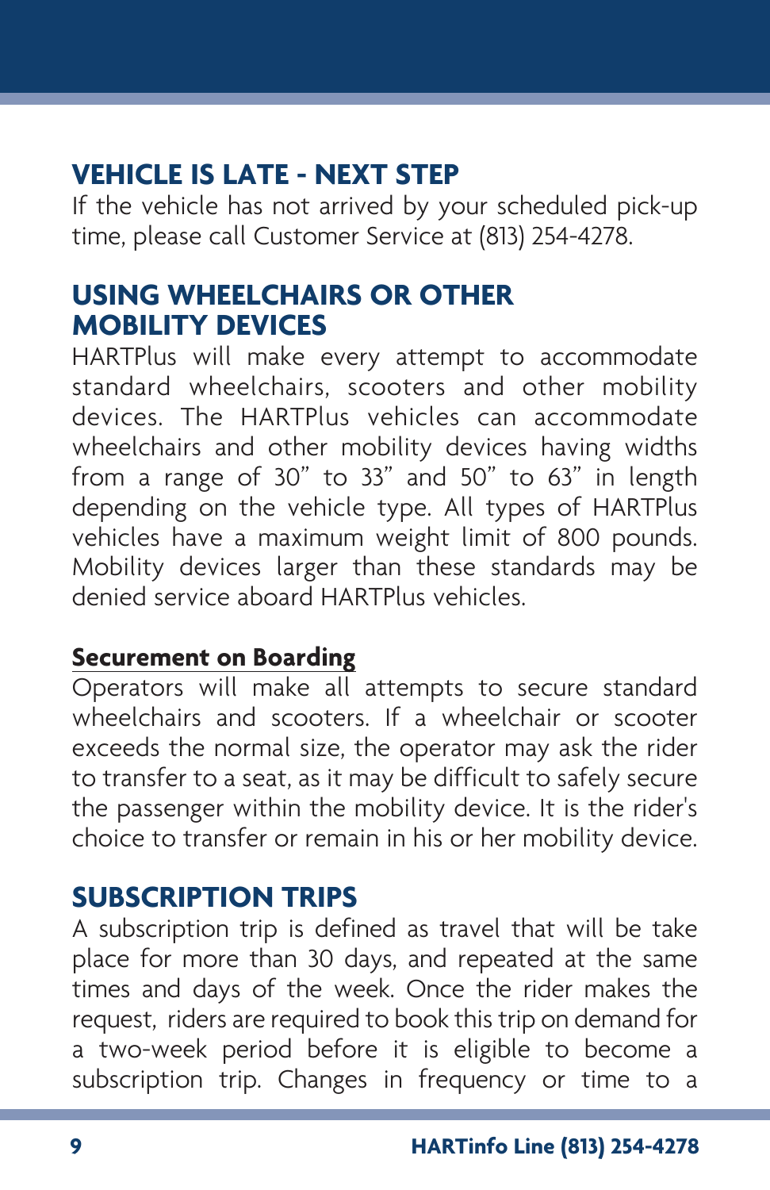## VEHICLE IS LATE - NEXT STEP

If the vehicle has not arrived by your scheduled pick-up time, please call Customer Service at (813) 254-4278.

## USING WHEELCHAIRS OR OTHER MOBILITY DEVICES

HARTPlus will make every attempt to accommodate standard wheelchairs, scooters and other mobility devices. The HARTPlus vehicles can accommodate wheelchairs and other mobility devices having widths from a range of 30" to 33" and 50" to 63" in length depending on the vehicle type. All types of HARTPlus vehicles have a maximum weight limit of 800 pounds. Mobility devices larger than these standards may be denied service aboard HARTPlus vehicles.

### Securement on Boarding

Operators will make all attempts to secure standard wheelchairs and scooters. If a wheelchair or scooter exceeds the normal size, the operator may ask the rider to transfer to a seat, as it may be difficult to safely secure the passenger within the mobility device. It is the rider's choice to transfer or remain in his or her mobility device.

## SUBSCRIPTION TRIPS

A subscription trip is defined as travel that will be take place for more than 30 days, and repeated at the same times and days of the week. Once the rider makes the request, riders are required to book this trip on demand for a two-week period before it is eligible to become a subscription trip. Changes in frequency or time to a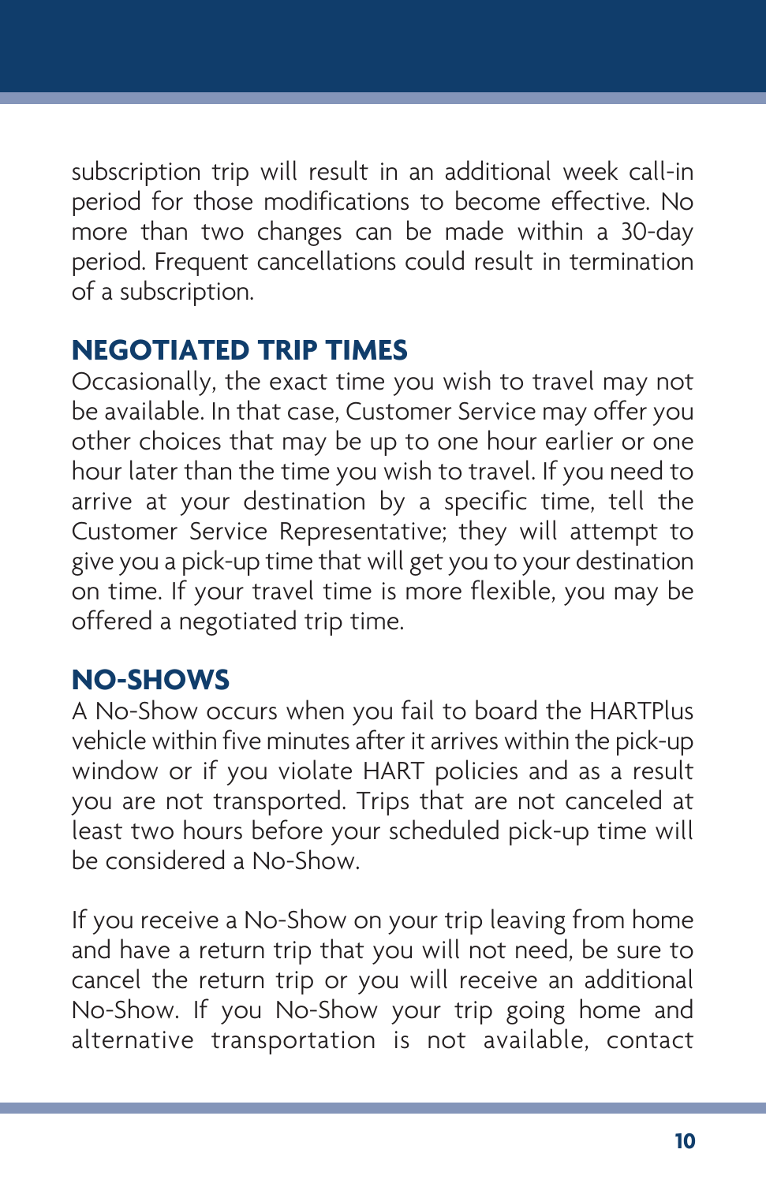subscription trip will result in an additional week call-in period for those modifications to become effective. No more than two changes can be made within a 30-day period. Frequent cancellations could result in termination of a subscription.

## NEGOTIATED TRIP TIMES

Occasionally, the exact time you wish to travel may not be available. In that case, Customer Service may offer you other choices that may be up to one hour earlier or one hour later than the time you wish to travel. If you need to arrive at your destination by a specific time, tell the Customer Service Representative; they will attempt to give you a pick-up time that will get you to your destination on time. If your travel time is more flexible, you may be offered a negotiated trip time.

## NO-SHOWS

A No-Show occurs when you fail to board the HARTPlus vehicle within five minutes after it arrives within the pick-up window or if you violate HART policies and as a result you are not transported. Trips that are not canceled at least two hours before your scheduled pick-up time will be considered a No-Show.

If you receive a No-Show on your trip leaving from home and have a return trip that you will not need, be sure to cancel the return trip or you will receive an additional No-Show. If you No-Show your trip going home and alternative transportation is not available, contact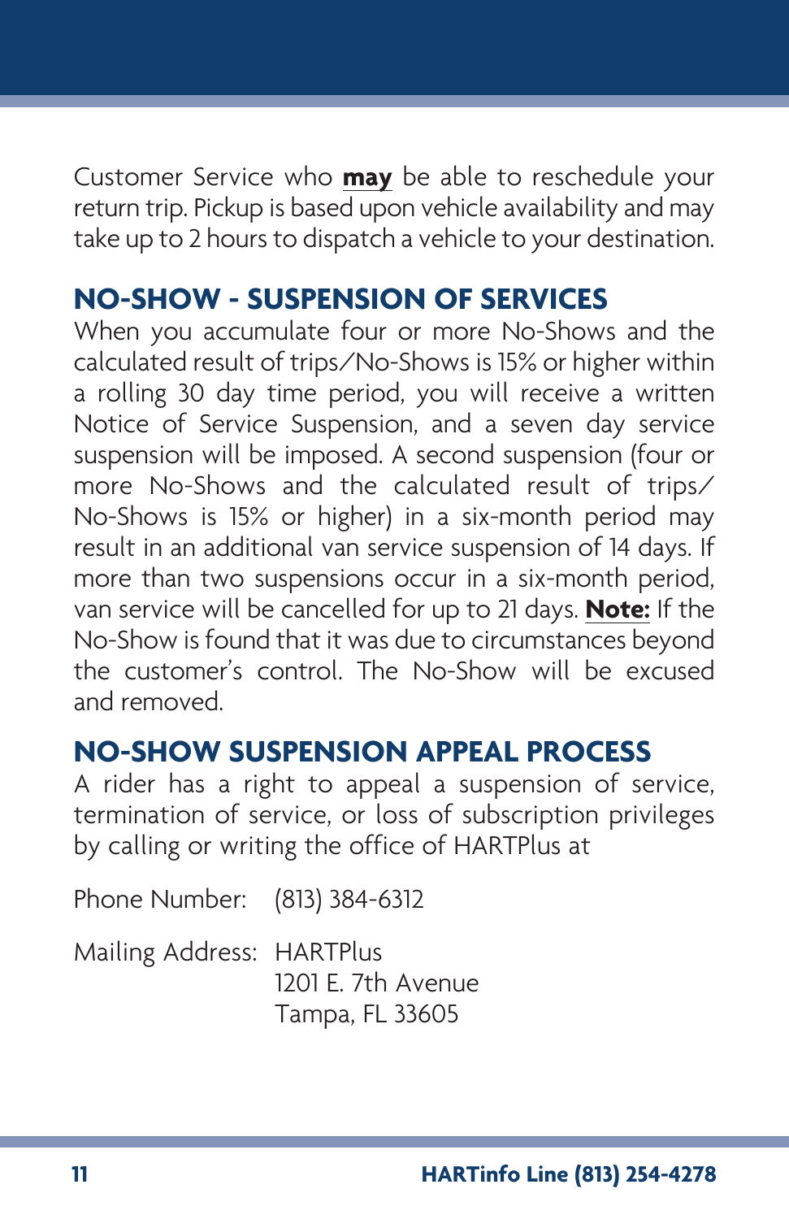Customer Service who **may** be able to reschedule your return trip. Pickup is based upon vehicle availability and may take up to 2 hours to dispatch a vehicle to your destination.

## NO-SHOW - SUSPENSION OF SERVICES

When you accumulate four or more No-Shows and the calculated result of trips/No-Shows is 15% or higher within a rolling 30 day time period, you will receive a written Notice of Service Suspension, and a seven day service suspension will be imposed. A second suspension (four or more No-Shows and the calculated result of trips/No-Shows is 15% or higher) in a six-month period may result in an additional van service suspension of 14 days. If more than two suspensions occur in a six-month period, van service will be cancelled for up to 21 days. **Note:** If the No-Show is found that it was due to circumstances beyond the customer's control. The No-Show will be excused and removed.

## NO-SHOW SUSPENSION APPEAL PROCESS

A rider has a right to appeal a suspension of service, termination of service, or loss of subscription privileges by calling or writing the office of HARTPlus at

Phone Number: (813) 384-6312

Mailing Address: HARTPlus
1201 E. 7th Avenue
Tampa, FL 33605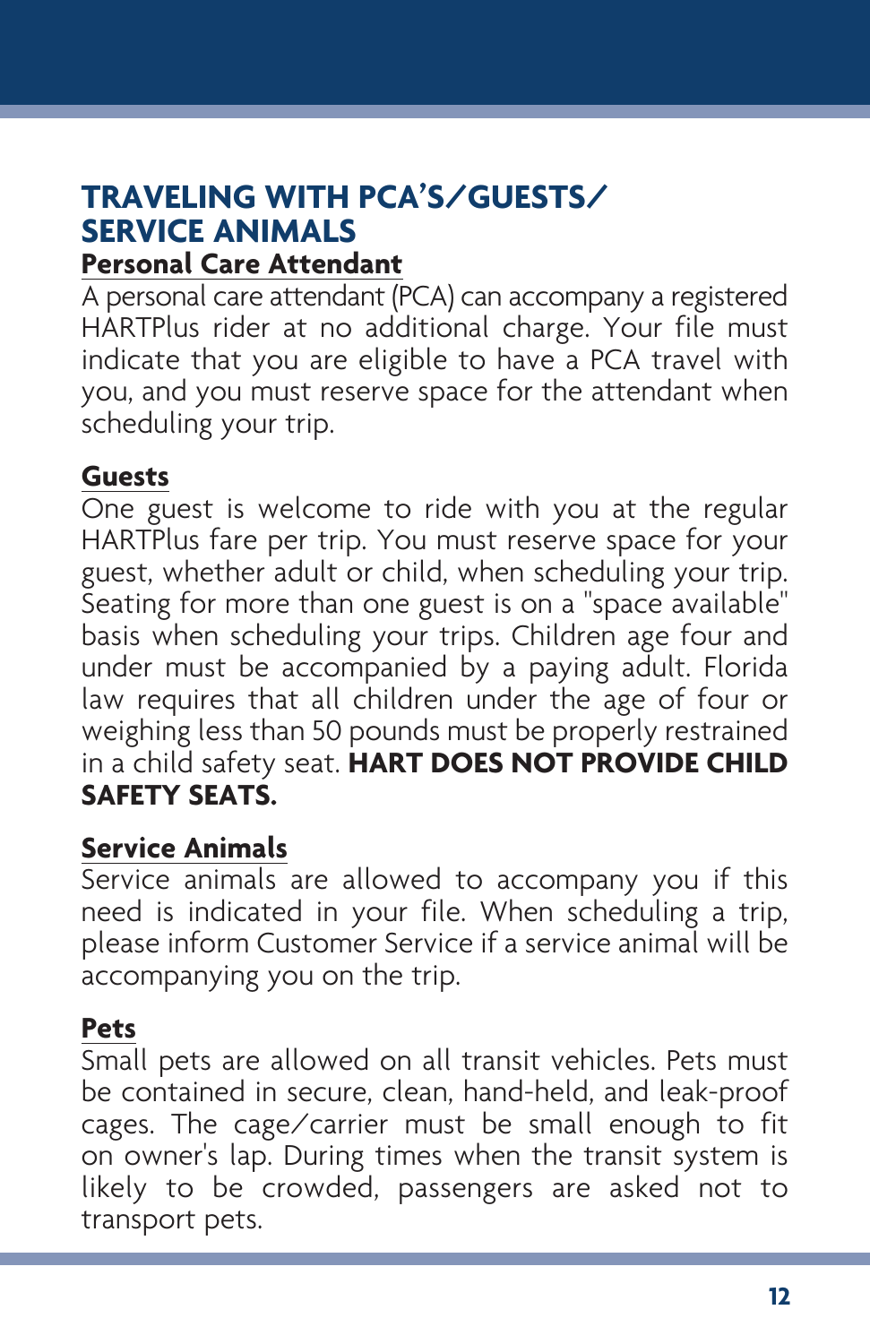## TRAVELING WITH PCA'S/GUESTS/ SERVICE ANIMALS

### Personal Care Attendant

A personal care attendant (PCA) can accompany a registered HARTPlus rider at no additional charge. Your file must indicate that you are eligible to have a PCA travel with you, and you must reserve space for the attendant when scheduling your trip.

### Guests

One guest is welcome to ride with you at the regular HARTPlus fare per trip. You must reserve space for your guest, whether adult or child, when scheduling your trip. Seating for more than one guest is on a "space available" basis when scheduling your trips. Children age four and under must be accompanied by a paying adult. Florida law requires that all children under the age of four or weighing less than 50 pounds must be properly restrained in a child safety seat. **HART DOES NOT PROVIDE CHILD SAFETY SEATS.**

### Service Animals

Service animals are allowed to accompany you if this need is indicated in your file. When scheduling a trip, please inform Customer Service if a service animal will be accompanying you on the trip.

### Pets

Small pets are allowed on all transit vehicles. Pets must be contained in secure, clean, hand-held, and leak-proof cages. The cage/carrier must be small enough to fit on owner's lap. During times when the transit system is likely to be crowded, passengers are asked not to transport pets.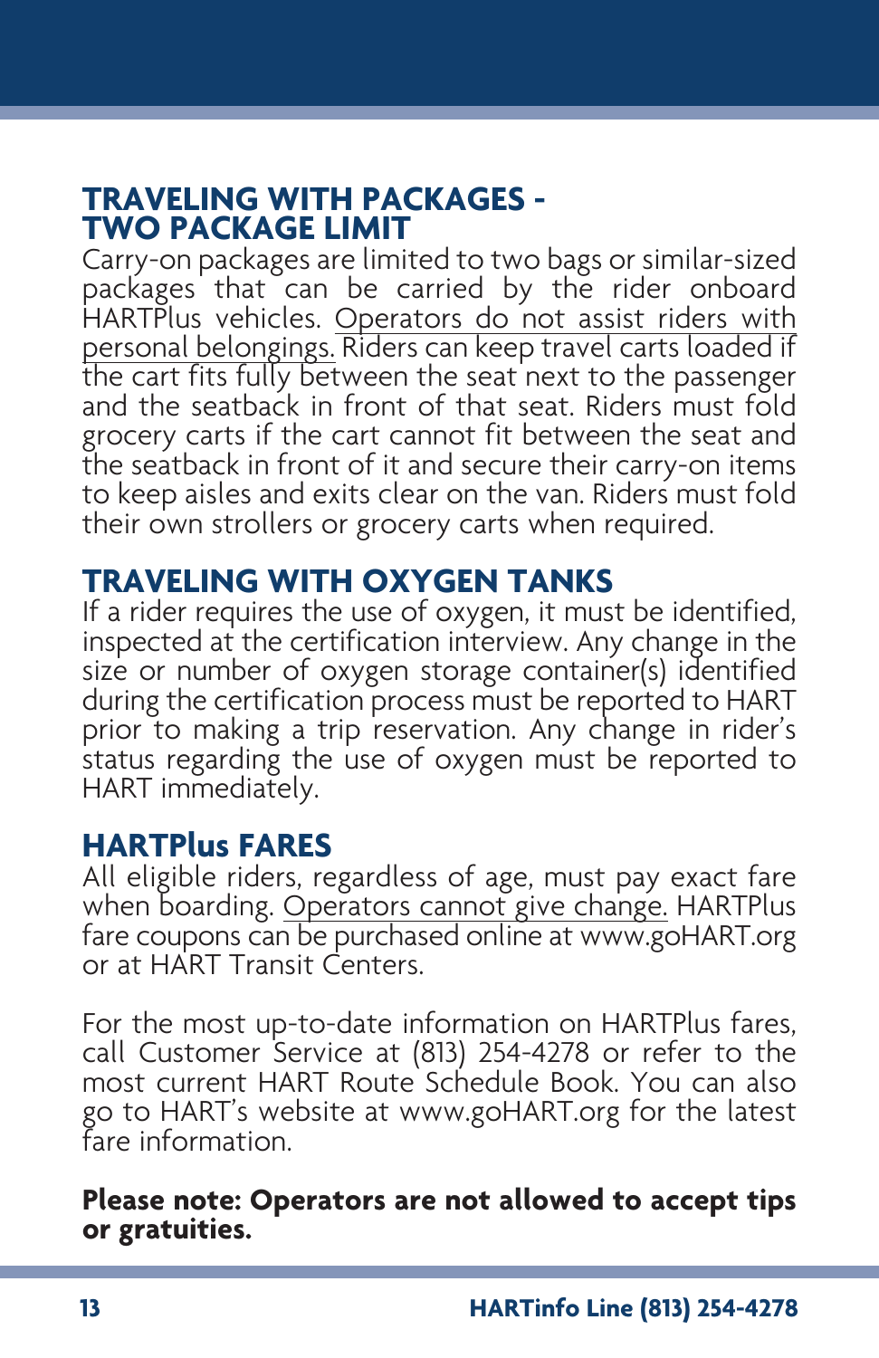## TRAVELING WITH PACKAGES - TWO PACKAGE LIMIT

Carry-on packages are limited to two bags or similar-sized packages that can be carried by the rider onboard HARTPlus vehicles. <u>Operators do not assist riders with personal belongings.</u> Riders can keep travel carts loaded if the cart fits fully between the seat next to the passenger and the seatback in front of that seat. Riders must fold grocery carts if the cart cannot fit between the seat and the seatback in front of it and secure their carry-on items to keep aisles and exits clear on the van. Riders must fold their own strollers or grocery carts when required.

## TRAVELING WITH OXYGEN TANKS

If a rider requires the use of oxygen, it must be identified, inspected at the certification interview. Any change in the size or number of oxygen storage container(s) identified during the certification process must be reported to HART prior to making a trip reservation. Any change in rider's status regarding the use of oxygen must be reported to HART immediately.

## HARTPlus FARES

All eligible riders, regardless of age, must pay exact fare when boarding. <u>Operators cannot give change.</u> HARTPlus fare coupons can be purchased online at www.goHART.org or at HART Transit Centers.

For the most up-to-date information on HARTPlus fares, call Customer Service at (813) 254-4278 or refer to the most current HART Route Schedule Book. You can also go to HART's website at www.goHART.org for the latest fare information.

**Please note: Operators are not allowed to accept tips or gratuities.**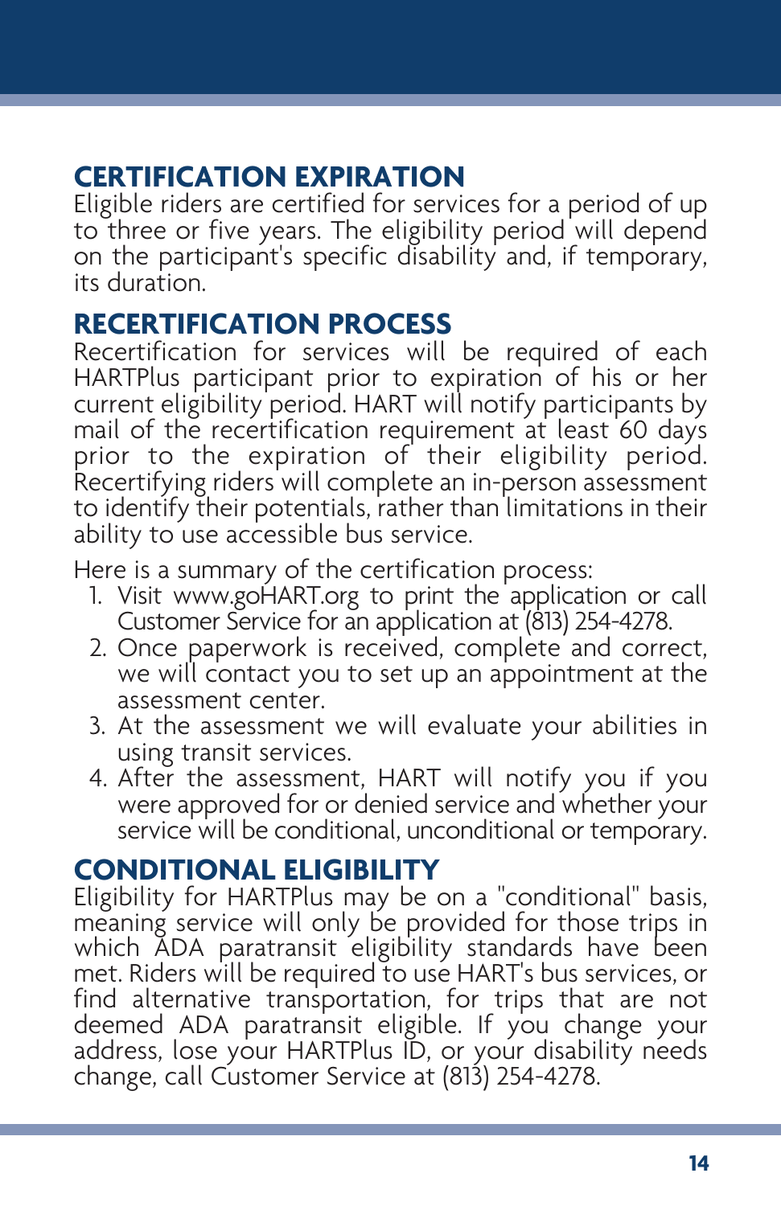## CERTIFICATION EXPIRATION

Eligible riders are certified for services for a period of up to three or five years. The eligibility period will depend on the participant's specific disability and, if temporary, its duration.

## RECERTIFICATION PROCESS

Recertification for services will be required of each HARTPlus participant prior to expiration of his or her current eligibility period. HART will notify participants by mail of the recertification requirement at least 60 days prior to the expiration of their eligibility period. Recertifying riders will complete an in-person assessment to identify their potentials, rather than limitations in their ability to use accessible bus service.

Here is a summary of the certification process:

1. Visit www.goHART.org to print the application or call Customer Service for an application at (813) 254-4278.
2. Once paperwork is received, complete and correct, we will contact you to set up an appointment at the assessment center.
3. At the assessment we will evaluate your abilities in using transit services.
4. After the assessment, HART will notify you if you were approved for or denied service and whether your service will be conditional, unconditional or temporary.

## CONDITIONAL ELIGIBILITY

Eligibility for HARTPlus may be on a "conditional" basis, meaning service will only be provided for those trips in which ADA paratransit eligibility standards have been met. Riders will be required to use HART's bus services, or find alternative transportation, for trips that are not deemed ADA paratransit eligible. If you change your address, lose your HARTPlus ID, or your disability needs change, call Customer Service at (813) 254-4278.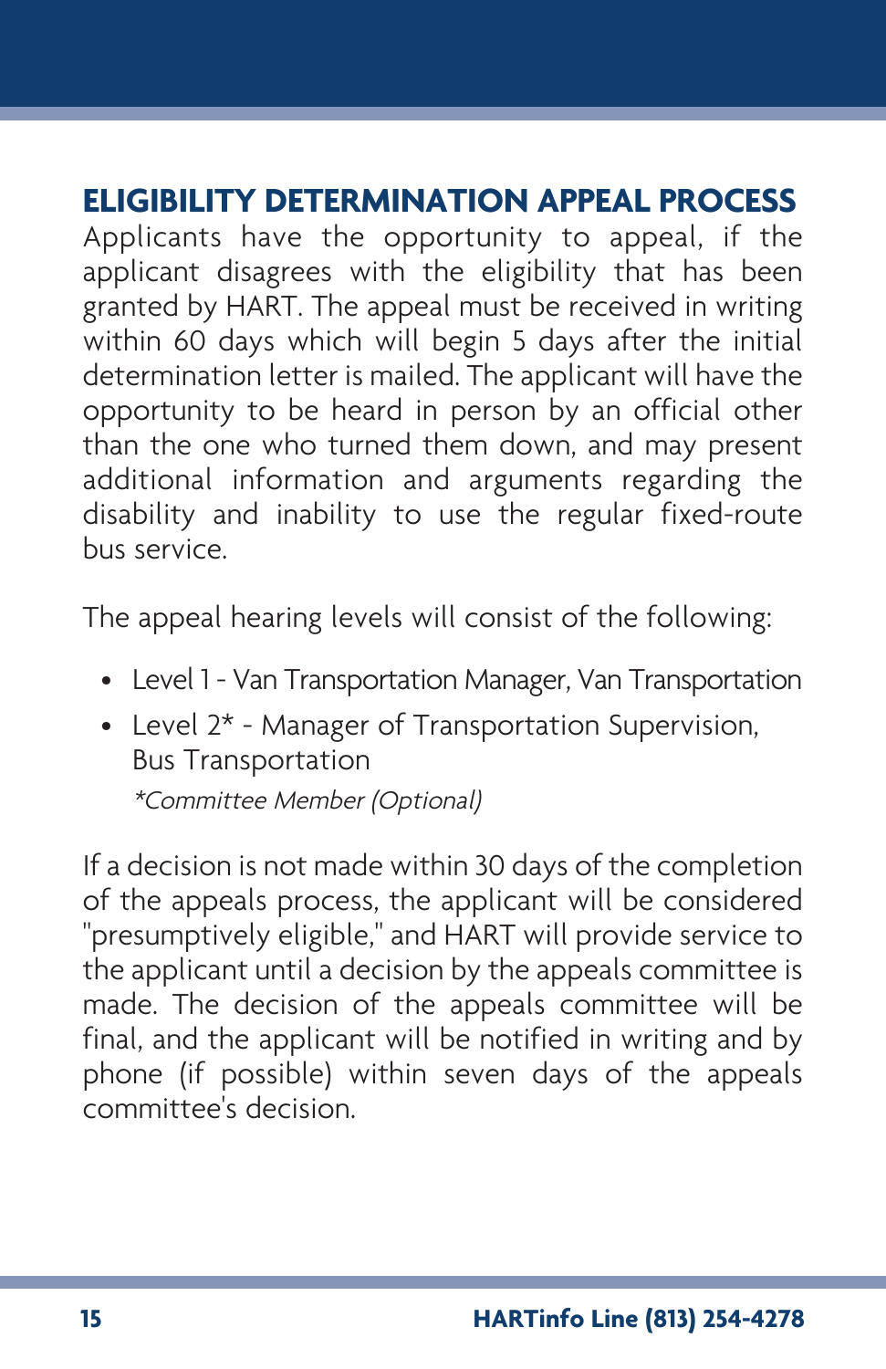## ELIGIBILITY DETERMINATION APPEAL PROCESS

Applicants have the opportunity to appeal, if the applicant disagrees with the eligibility that has been granted by HART. The appeal must be received in writing within 60 days which will begin 5 days after the initial determination letter is mailed. The applicant will have the opportunity to be heard in person by an official other than the one who turned them down, and may present additional information and arguments regarding the disability and inability to use the regular fixed-route bus service.

The appeal hearing levels will consist of the following:

- Level 1 - Van Transportation Manager, Van Transportation
- Level 2* - Manager of Transportation Supervision, Bus Transportation

  *\*Committee Member (Optional)*

If a decision is not made within 30 days of the completion of the appeals process, the applicant will be considered "presumptively eligible," and HART will provide service to the applicant until a decision by the appeals committee is made. The decision of the appeals committee will be final, and the applicant will be notified in writing and by phone (if possible) within seven days of the appeals committee's decision.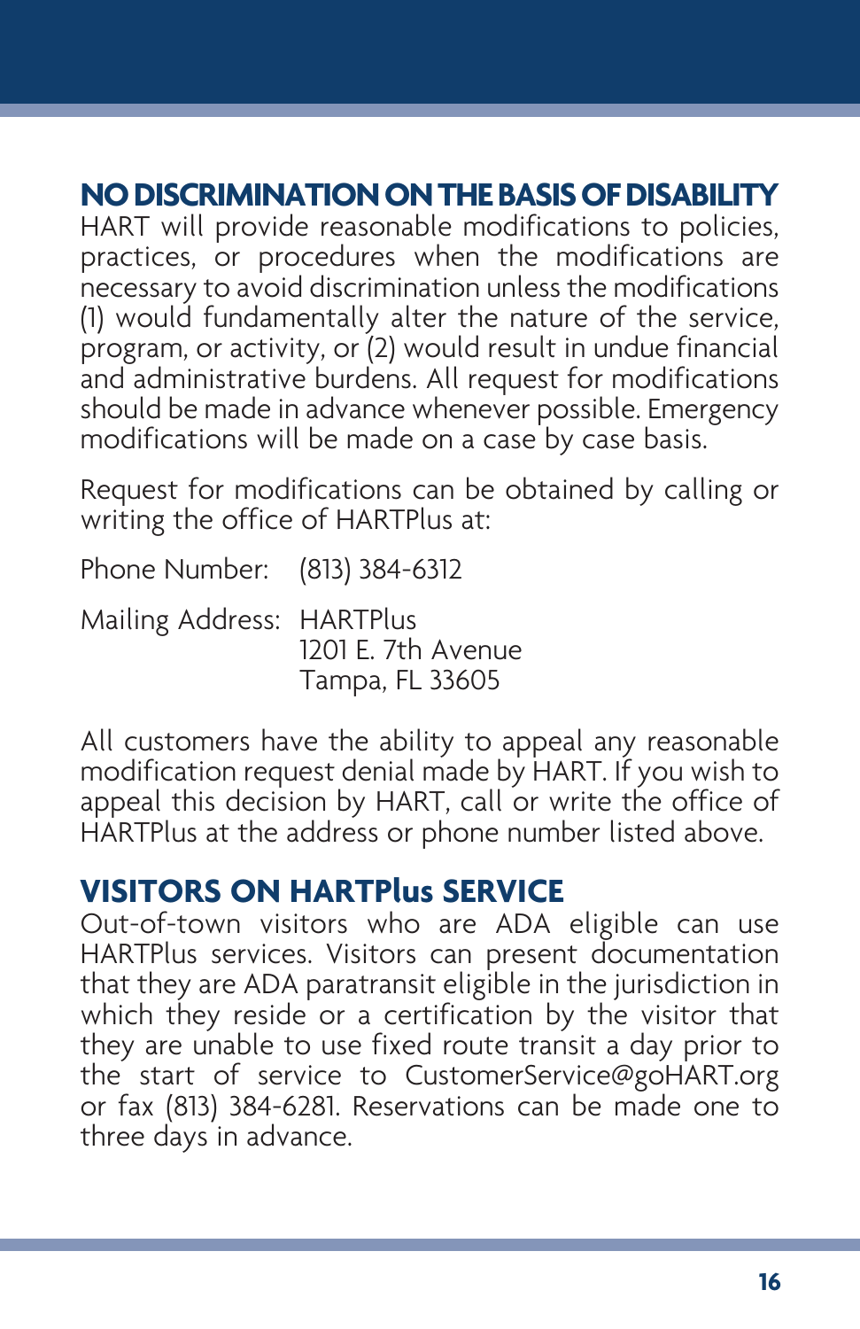## NO DISCRIMINATION ON THE BASIS OF DISABILITY

HART will provide reasonable modifications to policies, practices, or procedures when the modifications are necessary to avoid discrimination unless the modifications (1) would fundamentally alter the nature of the service, program, or activity, or (2) would result in undue financial and administrative burdens. All request for modifications should be made in advance whenever possible. Emergency modifications will be made on a case by case basis.

Request for modifications can be obtained by calling or writing the office of HARTPlus at:

Phone Number: (813) 384-6312

Mailing Address: HARTPlus
1201 E. 7th Avenue
Tampa, FL 33605

All customers have the ability to appeal any reasonable modification request denial made by HART. If you wish to appeal this decision by HART, call or write the office of HARTPlus at the address or phone number listed above.

## VISITORS ON HARTPlus SERVICE

Out-of-town visitors who are ADA eligible can use HARTPlus services. Visitors can present documentation that they are ADA paratransit eligible in the jurisdiction in which they reside or a certification by the visitor that they are unable to use fixed route transit a day prior to the start of service to CustomerService@goHART.org or fax (813) 384-6281. Reservations can be made one to three days in advance.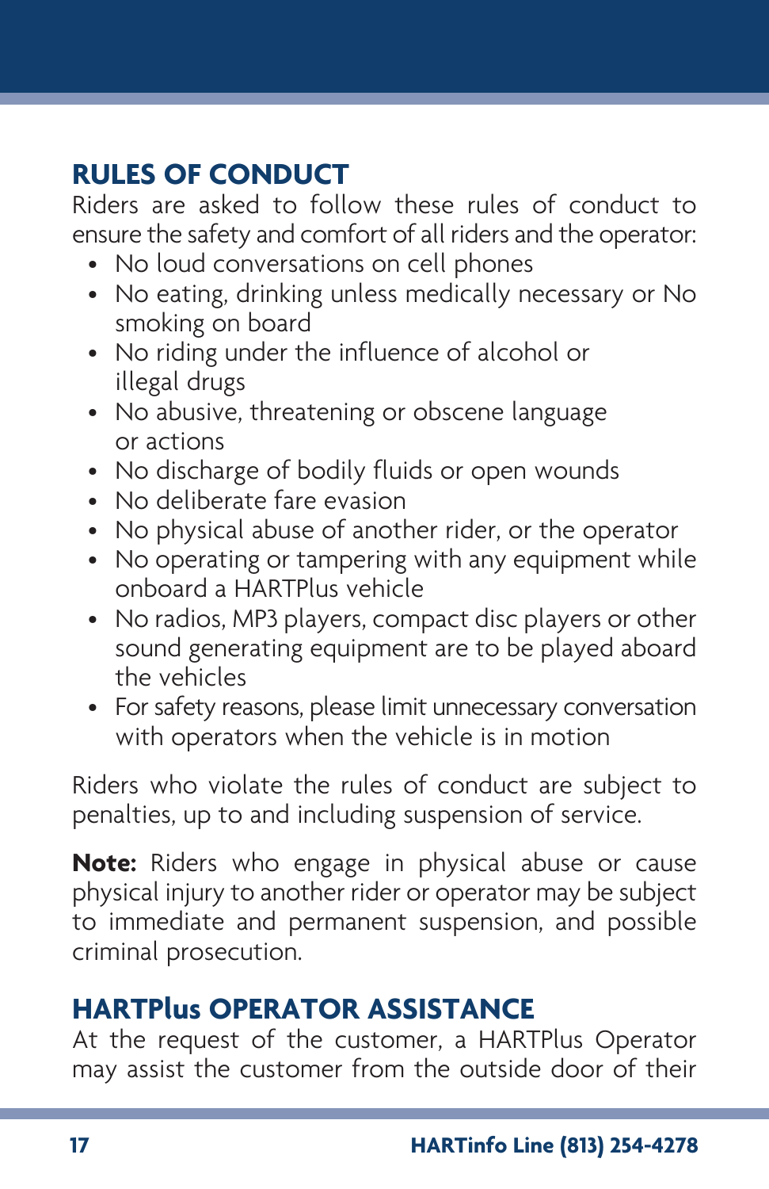## RULES OF CONDUCT

Riders are asked to follow these rules of conduct to ensure the safety and comfort of all riders and the operator:

- No loud conversations on cell phones
- No eating, drinking unless medically necessary or No smoking on board
- No riding under the influence of alcohol or illegal drugs
- No abusive, threatening or obscene language or actions
- No discharge of bodily fluids or open wounds
- No deliberate fare evasion
- No physical abuse of another rider, or the operator
- No operating or tampering with any equipment while onboard a HARTPlus vehicle
- No radios, MP3 players, compact disc players or other sound generating equipment are to be played aboard the vehicles
- For safety reasons, please limit unnecessary conversation with operators when the vehicle is in motion

Riders who violate the rules of conduct are subject to penalties, up to and including suspension of service.

**Note:** Riders who engage in physical abuse or cause physical injury to another rider or operator may be subject to immediate and permanent suspension, and possible criminal prosecution.

## HARTPlus OPERATOR ASSISTANCE

At the request of the customer, a HARTPlus Operator may assist the customer from the outside door of their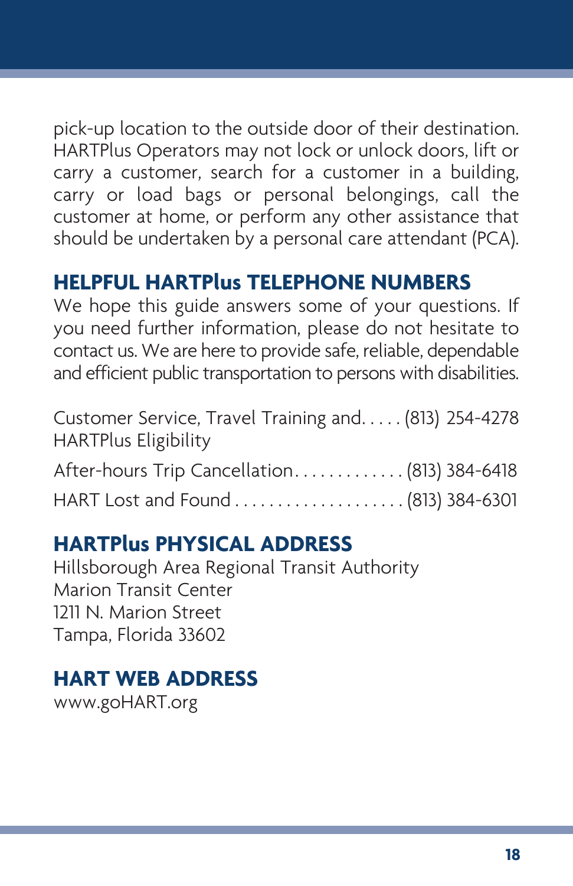pick-up location to the outside door of their destination. HARTPlus Operators may not lock or unlock doors, lift or carry a customer, search for a customer in a building, carry or load bags or personal belongings, call the customer at home, or perform any other assistance that should be undertaken by a personal care attendant (PCA).

## HELPFUL HARTPlus TELEPHONE NUMBERS

We hope this guide answers some of your questions. If you need further information, please do not hesitate to contact us. We are here to provide safe, reliable, dependable and efficient public transportation to persons with disabilities.

Customer Service, Travel Training and HARTPlus Eligibility . . . . . (813) 254-4278

After-hours Trip Cancellation . . . . . . . . . . . . . (813) 384-6418

HART Lost and Found . . . . . . . . . . . . . . . . . . . . (813) 384-6301

## HARTPlus PHYSICAL ADDRESS

Hillsborough Area Regional Transit Authority
Marion Transit Center
1211 N. Marion Street
Tampa, Florida 33602

## HART WEB ADDRESS

www.goHART.org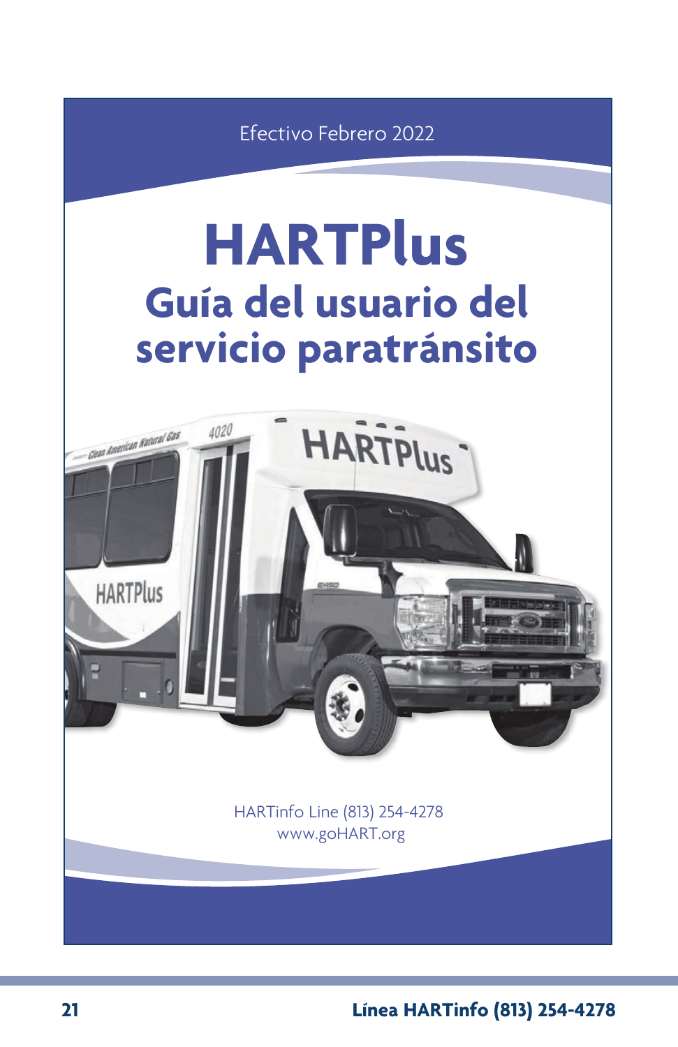Efectivo Febrero 2022

# HARTPlus

## Guía del usuario del servicio paratránsito

HARTinfo Line (813) 254-4278
www.goHART.org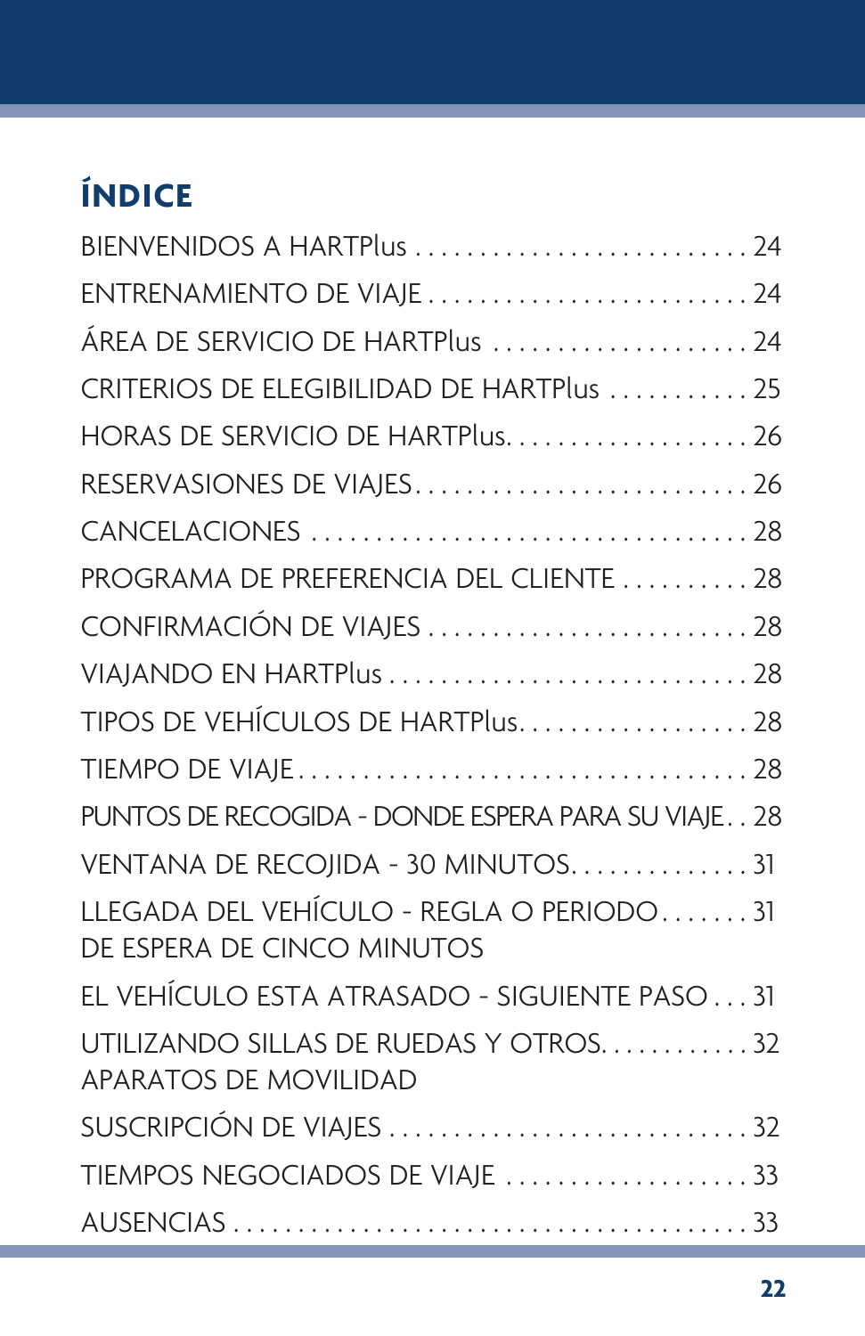## ÍNDICE

| | |
|---|---|
| BIENVENIDOS A HARTPlus | 24 |
| ENTRENAMIENTO DE VIAJE | 24 |
| ÁREA DE SERVICIO DE HARTPlus | 24 |
| CRITERIOS DE ELEGIBILIDAD DE HARTPlus | 25 |
| HORAS DE SERVICIO DE HARTPlus | 26 |
| RESERVASIONES DE VIAJES | 26 |
| CANCELACIONES | 28 |
| PROGRAMA DE PREFERENCIA DEL CLIENTE | 28 |
| CONFIRMACIÓN DE VIAJES | 28 |
| VIAJANDO EN HARTPlus | 28 |
| TIPOS DE VEHÍCULOS DE HARTPlus | 28 |
| TIEMPO DE VIAJE | 28 |
| PUNTOS DE RECOGIDA - DONDE ESPERA PARA SU VIAJE | 28 |
| VENTANA DE RECOJIDA - 30 MINUTOS | 31 |
| LLEGADA DEL VEHÍCULO - REGLA O PERIODO DE ESPERA DE CINCO MINUTOS | 31 |
| EL VEHÍCULO ESTA ATRASADO - SIGUIENTE PASO | 31 |
| UTILIZANDO SILLAS DE RUEDAS Y OTROS APARATOS DE MOVILIDAD | 32 |
| SUSCRIPCIÓN DE VIAJES | 32 |
| TIEMPOS NEGOCIADOS DE VIAJE | 33 |
| AUSENCIAS | 33 |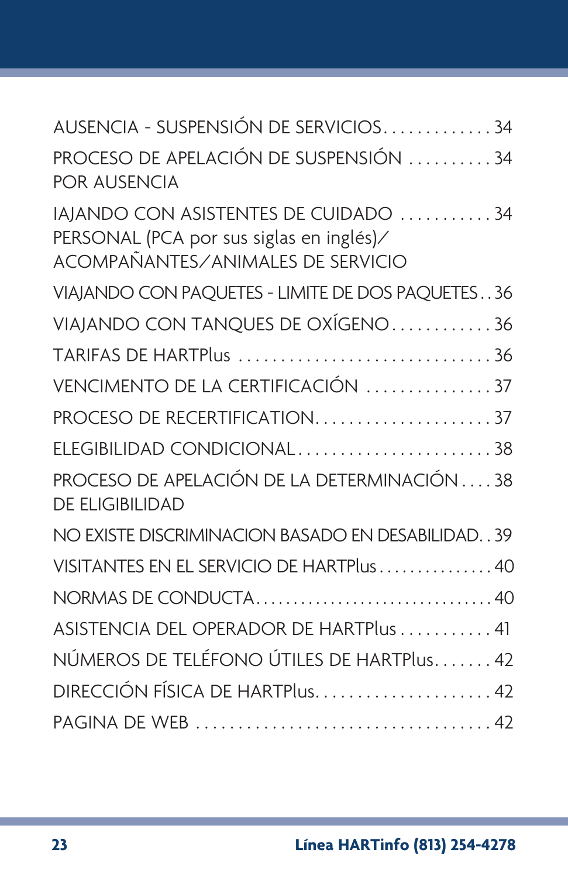AUSENCIA - SUSPENSIÓN DE SERVICIOS. . . . . . . . . . . . . 34

PROCESO DE APELACIÓN DE SUSPENSIÓN . . . . . . . . . . 34
POR AUSENCIA

IAJANDO CON ASISTENTES DE CUIDADO . . . . . . . . . . . 34
PERSONAL (PCA por sus siglas en inglés)/
ACOMPAÑANTES/ANIMALES DE SERVICIO

VIAJANDO CON PAQUETES - LIMITE DE DOS PAQUETES . . 36

VIAJANDO CON TANQUES DE OXÍGENO. . . . . . . . . . . . 36

TARIFAS DE HARTPlus . . . . . . . . . . . . . . . . . . . . . . . . . . . . . . 36

VENCIMENTO DE LA CERTIFICACIÓN . . . . . . . . . . . . . . . 37

PROCESO DE RECERTIFICATION. . . . . . . . . . . . . . . . . . . . . . 37

ELEGIBILIDAD CONDICIONAL. . . . . . . . . . . . . . . . . . . . . . . 38

PROCESO DE APELACIÓN DE LA DETERMINACIÓN . . . . 38
DE ELIGIBILIDAD

NO EXISTE DISCRIMINACION BASADO EN DESABILIDAD. . 39

VISITANTES EN EL SERVICIO DE HARTPlus . . . . . . . . . . . . . . . 40

NORMAS DE CONDUCTA. . . . . . . . . . . . . . . . . . . . . . . . . . . . . 40

ASISTENCIA DEL OPERADOR DE HARTPlus . . . . . . . . . . . 41

NÚMEROS DE TELÉFONO ÚTILES DE HARTPlus. . . . . . . 42

DIRECCIÓN FÍSICA DE HARTPlus. . . . . . . . . . . . . . . . . . . . . 42

PAGINA DE WEB . . . . . . . . . . . . . . . . . . . . . . . . . . . . . . . . . . 42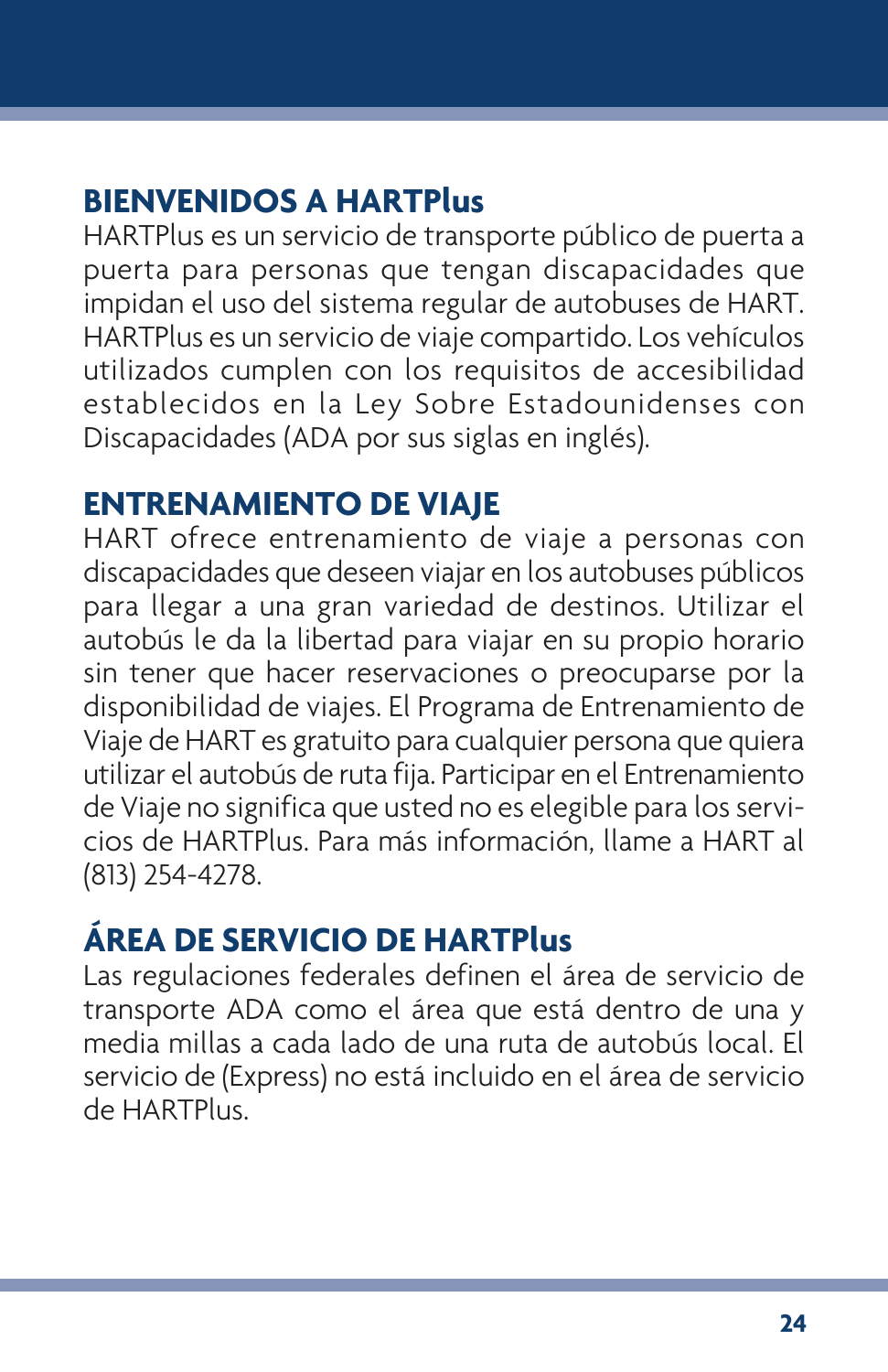## BIENVENIDOS A HARTPlus

HARTPlus es un servicio de transporte público de puerta a puerta para personas que tengan discapacidades que impidan el uso del sistema regular de autobuses de HART. HARTPlus es un servicio de viaje compartido. Los vehículos utilizados cumplen con los requisitos de accesibilidad establecidos en la Ley Sobre Estadounidenses con Discapacidades (ADA por sus siglas en inglés).

## ENTRENAMIENTO DE VIAJE

HART ofrece entrenamiento de viaje a personas con discapacidades que deseen viajar en los autobuses públicos para llegar a una gran variedad de destinos. Utilizar el autobús le da la libertad para viajar en su propio horario sin tener que hacer reservaciones o preocuparse por la disponibilidad de viajes. El Programa de Entrenamiento de Viaje de HART es gratuito para cualquier persona que quiera utilizar el autobús de ruta fija. Participar en el Entrenamiento de Viaje no significa que usted no es elegible para los servicios de HARTPlus. Para más información, llame a HART al (813) 254-4278.

## ÁREA DE SERVICIO DE HARTPlus

Las regulaciones federales definen el área de servicio de transporte ADA como el área que está dentro de una y media millas a cada lado de una ruta de autobús local. El servicio de (Express) no está incluido en el área de servicio de HARTPlus.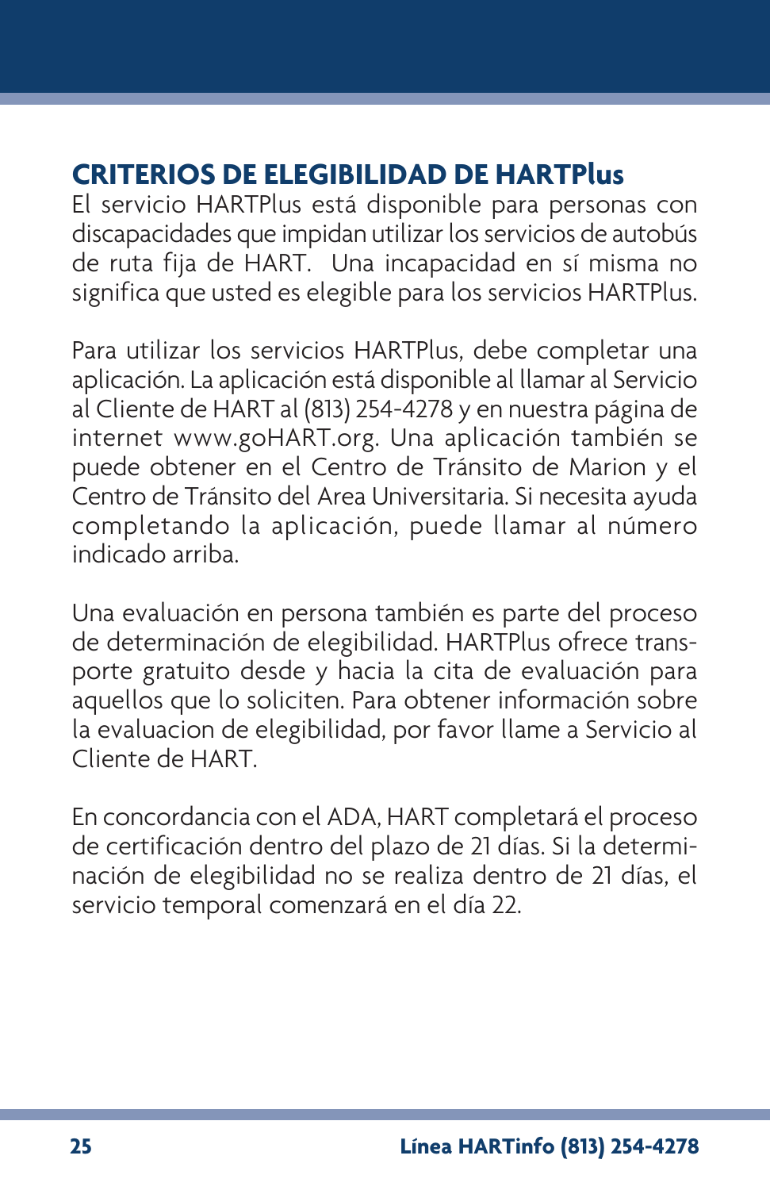## CRITERIOS DE ELEGIBILIDAD DE HARTPlus

El servicio HARTPlus está disponible para personas con discapacidades que impidan utilizar los servicios de autobús de ruta fija de HART.  Una incapacidad en sí misma no significa que usted es elegible para los servicios HARTPlus.

Para utilizar los servicios HARTPlus, debe completar una aplicación. La aplicación está disponible al llamar al Servicio al Cliente de HART al (813) 254-4278 y en nuestra página de internet www.goHART.org. Una aplicación también se puede obtener en el Centro de Tránsito de Marion y el Centro de Tránsito del Area Universitaria. Si necesita ayuda completando la aplicación, puede llamar al número indicado arriba.

Una evaluación en persona también es parte del proceso de determinación de elegibilidad. HARTPlus ofrece transporte gratuito desde y hacia la cita de evaluación para aquellos que lo soliciten. Para obtener información sobre la evaluacion de elegibilidad, por favor llame a Servicio al Cliente de HART.

En concordancia con el ADA, HART completará el proceso de certificación dentro del plazo de 21 días. Si la determinación de elegibilidad no se realiza dentro de 21 días, el servicio temporal comenzará en el día 22.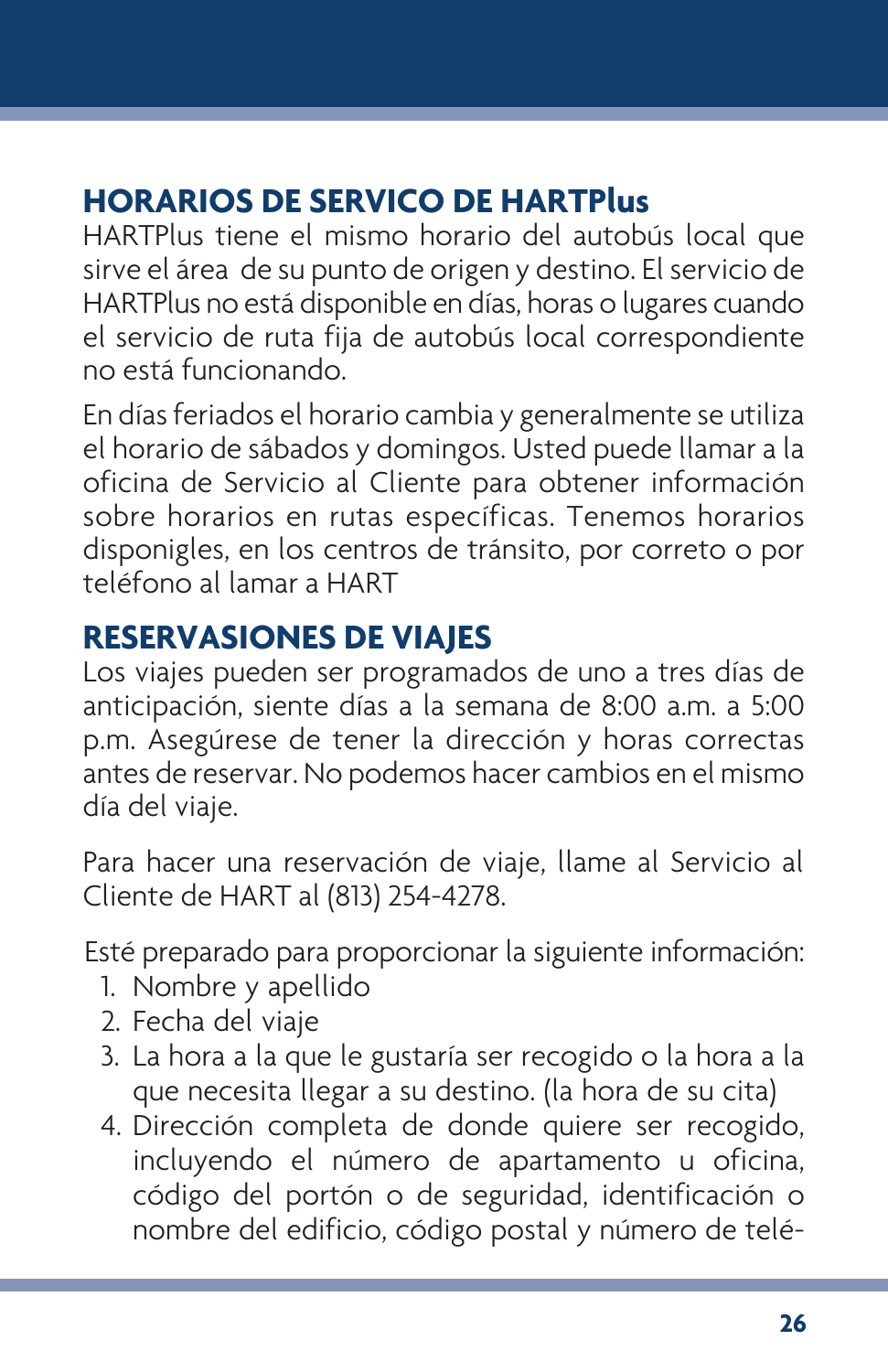## HORARIOS DE SERVICO DE HARTPlus

HARTPlus tiene el mismo horario del autobús local que sirve el área de su punto de origen y destino. El servicio de HARTPlus no está disponible en días, horas o lugares cuando el servicio de ruta fija de autobús local correspondiente no está funcionando.

En días feriados el horario cambia y generalmente se utiliza el horario de sábados y domingos. Usted puede llamar a la oficina de Servicio al Cliente para obtener información sobre horarios en rutas específicas. Tenemos horarios disponigles, en los centros de tránsito, por correto o por teléfono al lamar a HART

## RESERVASIONES DE VIAJES

Los viajes pueden ser programados de uno a tres días de anticipación, siente días a la semana de 8:00 a.m. a 5:00 p.m. Asegúrese de tener la dirección y horas correctas antes de reservar. No podemos hacer cambios en el mismo día del viaje.

Para hacer una reservación de viaje, llame al Servicio al Cliente de HART al (813) 254-4278.

Esté preparado para proporcionar la siguiente información:

1. Nombre y apellido
2. Fecha del viaje
3. La hora a la que le gustaría ser recogido o la hora a la que necesita llegar a su destino. (la hora de su cita)
4. Dirección completa de donde quiere ser recogido, incluyendo el número de apartamento u oficina, código del portón o de seguridad, identificación o nombre del edificio, código postal y número de telé-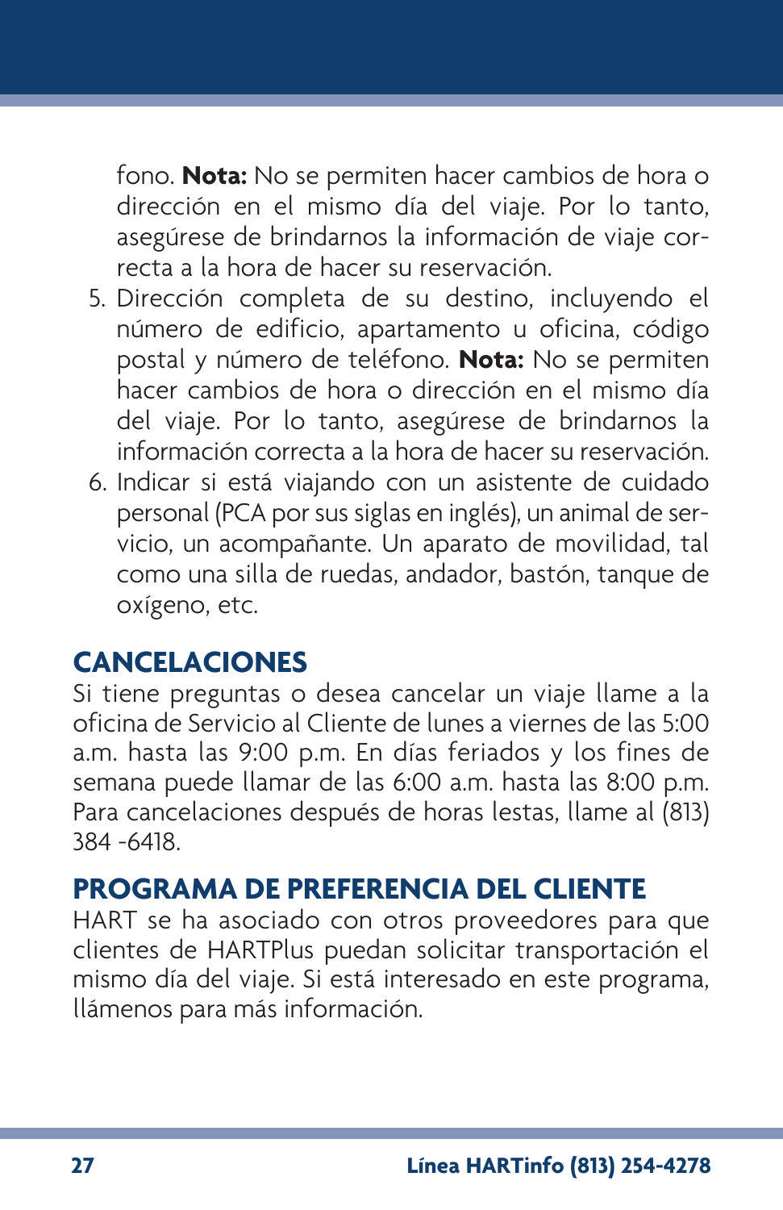fono. **Nota:** No se permiten hacer cambios de hora o dirección en el mismo día del viaje. Por lo tanto, asegúrese de brindarnos la información de viaje correcta a la hora de hacer su reservación.

5. Dirección completa de su destino, incluyendo el número de edificio, apartamento u oficina, código postal y número de teléfono. **Nota:** No se permiten hacer cambios de hora o dirección en el mismo día del viaje. Por lo tanto, asegúrese de brindarnos la información correcta a la hora de hacer su reservación.
6. Indicar si está viajando con un asistente de cuidado personal (PCA por sus siglas en inglés), un animal de servicio, un acompañante. Un aparato de movilidad, tal como una silla de ruedas, andador, bastón, tanque de oxígeno, etc.

## CANCELACIONES

Si tiene preguntas o desea cancelar un viaje llame a la oficina de Servicio al Cliente de lunes a viernes de las 5:00 a.m. hasta las 9:00 p.m. En días feriados y los fines de semana puede llamar de las 6:00 a.m. hasta las 8:00 p.m. Para cancelaciones después de horas lestas, llame al (813) 384 -6418.

## PROGRAMA DE PREFERENCIA DEL CLIENTE

HART se ha asociado con otros proveedores para que clientes de HARTPlus puedan solicitar transportación el mismo día del viaje. Si está interesado en este programa, llámenos para más información.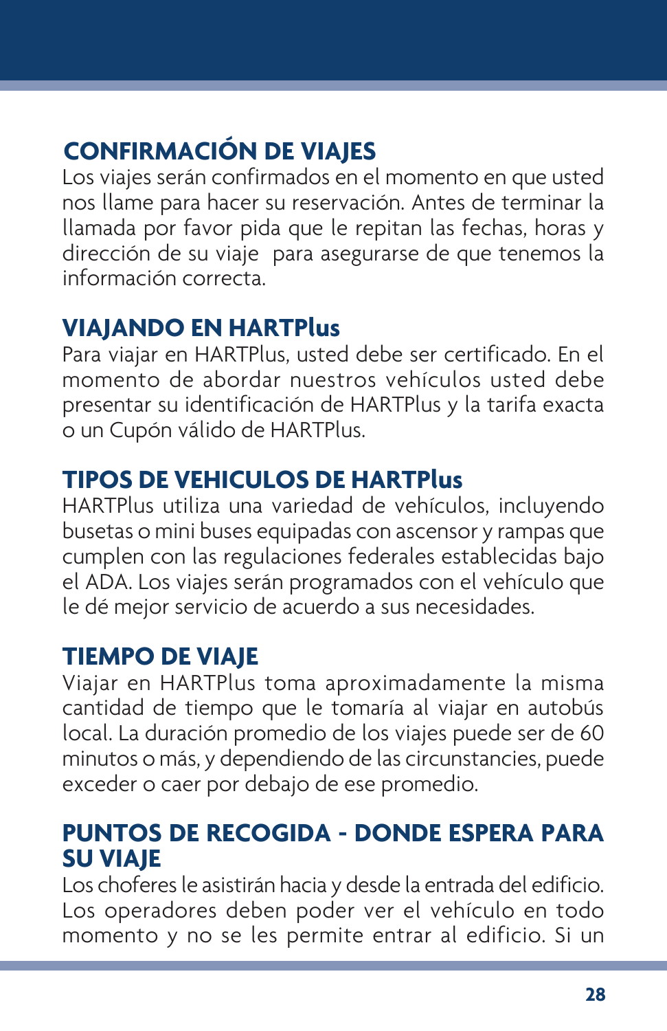## CONFIRMACIÓN DE VIAJES

Los viajes serán confirmados en el momento en que usted nos llame para hacer su reservación. Antes de terminar la llamada por favor pida que le repitan las fechas, horas y dirección de su viaje para asegurarse de que tenemos la información correcta.

## VIAJANDO EN HARTPlus

Para viajar en HARTPlus, usted debe ser certificado. En el momento de abordar nuestros vehículos usted debe presentar su identificación de HARTPlus y la tarifa exacta o un Cupón válido de HARTPlus.

## TIPOS DE VEHICULOS DE HARTPlus

HARTPlus utiliza una variedad de vehículos, incluyendo busetas o mini buses equipadas con ascensor y rampas que cumplen con las regulaciones federales establecidas bajo el ADA. Los viajes serán programados con el vehículo que le dé mejor servicio de acuerdo a sus necesidades.

## TIEMPO DE VIAJE

Viajar en HARTPlus toma aproximadamente la misma cantidad de tiempo que le tomaría al viajar en autobús local. La duración promedio de los viajes puede ser de 60 minutos o más, y dependiendo de las circunstancias, puede exceder o caer por debajo de ese promedio.

## PUNTOS DE RECOGIDA - DONDE ESPERA PARA SU VIAJE

Los choferes le asistirán hacia y desde la entrada del edificio. Los operadores deben poder ver el vehículo en todo momento y no se les permite entrar al edificio. Si un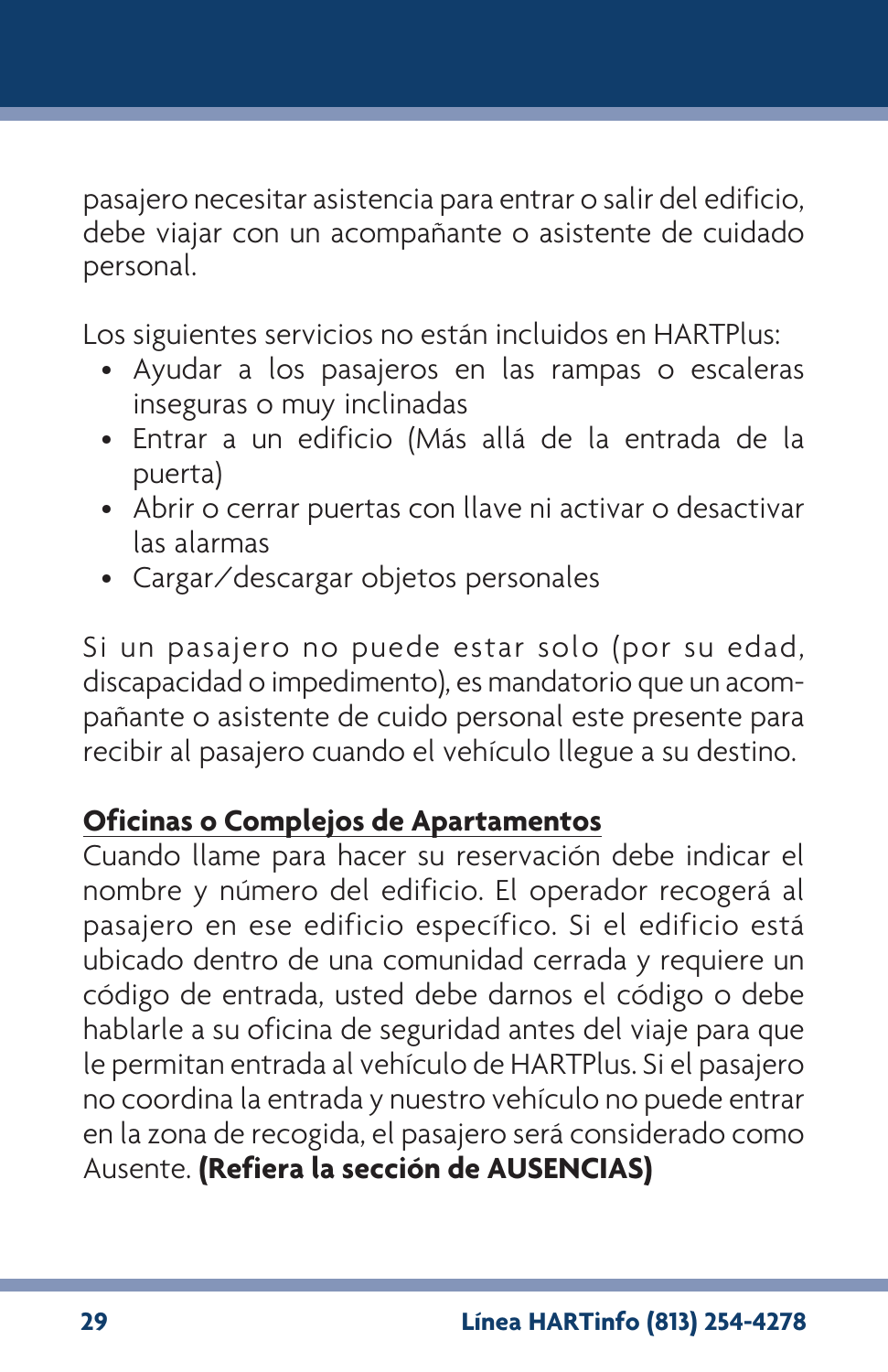pasajero necesitar asistencia para entrar o salir del edificio, debe viajar con un acompañante o asistente de cuidado personal.

Los siguientes servicios no están incluidos en HARTPlus:

- Ayudar a los pasajeros en las rampas o escaleras inseguras o muy inclinadas
- Entrar a un edificio (Más allá de la entrada de la puerta)
- Abrir o cerrar puertas con llave ni activar o desactivar las alarmas
- Cargar/descargar objetos personales

Si un pasajero no puede estar solo (por su edad, discapacidad o impedimento), es mandatorio que un acompañante o asistente de cuido personal este presente para recibir al pasajero cuando el vehículo llegue a su destino.

**Oficinas o Complejos de Apartamentos**

Cuando llame para hacer su reservación debe indicar el nombre y número del edificio. El operador recogerá al pasajero en ese edificio específico. Si el edificio está ubicado dentro de una comunidad cerrada y requiere un código de entrada, usted debe darnos el código o debe hablarle a su oficina de seguridad antes del viaje para que le permitan entrada al vehículo de HARTPlus. Si el pasajero no coordina la entrada y nuestro vehículo no puede entrar en la zona de recogida, el pasajero será considerado como Ausente. **(Refiera la sección de AUSENCIAS)**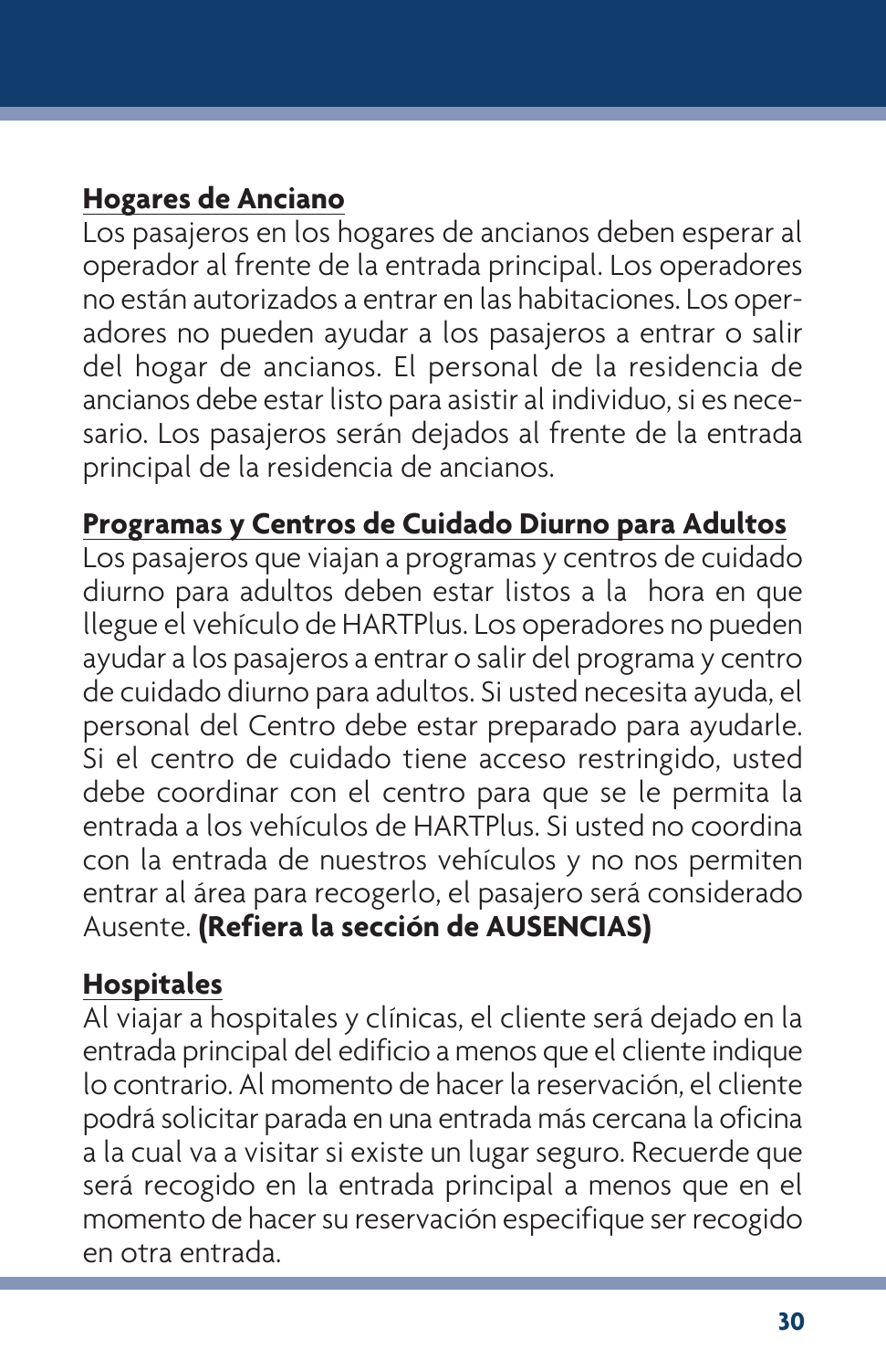**Hogares de Anciano**

Los pasajeros en los hogares de ancianos deben esperar al operador al frente de la entrada principal. Los operadores no están autorizados a entrar en las habitaciones. Los operadores no pueden ayudar a los pasajeros a entrar o salir del hogar de ancianos. El personal de la residencia de ancianos debe estar listo para asistir al individuo, si es necesario. Los pasajeros serán dejados al frente de la entrada principal de la residencia de ancianos.

**Programas y Centros de Cuidado Diurno para Adultos**

Los pasajeros que viajan a programas y centros de cuidado diurno para adultos deben estar listos a la hora en que llegue el vehículo de HARTPlus. Los operadores no pueden ayudar a los pasajeros a entrar o salir del programa y centro de cuidado diurno para adultos. Si usted necesita ayuda, el personal del Centro debe estar preparado para ayudarle. Si el centro de cuidado tiene acceso restringido, usted debe coordinar con el centro para que se le permita la entrada a los vehículos de HARTPlus. Si usted no coordina con la entrada de nuestros vehículos y no nos permiten entrar al área para recogerlo, el pasajero será considerado Ausente. **(Refiera la sección de AUSENCIAS)**

**Hospitales**

Al viajar a hospitales y clínicas, el cliente será dejado en la entrada principal del edificio a menos que el cliente indique lo contrario. Al momento de hacer la reservación, el cliente podrá solicitar parada en una entrada más cercana la oficina a la cual va a visitar si existe un lugar seguro. Recuerde que será recogido en la entrada principal a menos que en el momento de hacer su reservación especifique ser recogido en otra entrada.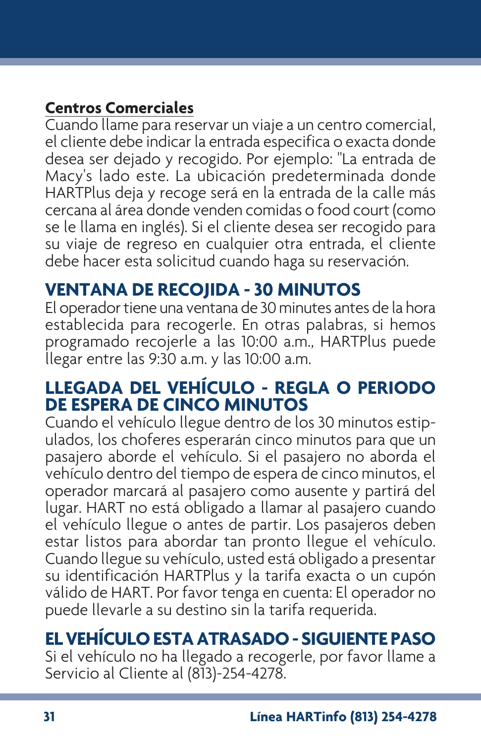## Centros Comerciales

Cuando llame para reservar un viaje a un centro comercial, el cliente debe indicar la entrada especifica o exacta donde desea ser dejado y recogido. Por ejemplo: "La entrada de Macy's lado este. La ubicación predeterminada donde HARTPlus deja y recoge será en la entrada de la calle más cercana al área donde venden comidas o food court (como se le llama en inglés). Si el cliente desea ser recogido para su viaje de regreso en cualquier otra entrada, el cliente debe hacer esta solicitud cuando haga su reservación.

## VENTANA DE RECOJIDA - 30 MINUTOS

El operador tiene una ventana de 30 minutes antes de la hora establecida para recogerle. En otras palabras, si hemos programado recojerle a las 10:00 a.m., HARTPlus puede llegar entre las 9:30 a.m. y las 10:00 a.m.

## LLEGADA DEL VEHÍCULO - REGLA O PERIODO DE ESPERA DE CINCO MINUTOS

Cuando el vehículo llegue dentro de los 30 minutos estipulados, los choferes esperarán cinco minutos para que un pasajero aborde el vehículo. Si el pasajero no aborda el vehículo dentro del tiempo de espera de cinco minutos, el operador marcará al pasajero como ausente y partirá del lugar. HART no está obligado a llamar al pasajero cuando el vehículo llegue o antes de partir. Los pasajeros deben estar listos para abordar tan pronto llegue el vehículo. Cuando llegue su vehículo, usted está obligado a presentar su identificación HARTPlus y la tarifa exacta o un cupón válido de HART. Por favor tenga en cuenta: El operador no puede llevarle a su destino sin la tarifa requerida.

## EL VEHÍCULO ESTA ATRASADO - SIGUIENTE PASO

Si el vehículo no ha llegado a recogerle, por favor llame a Servicio al Cliente al (813)-254-4278.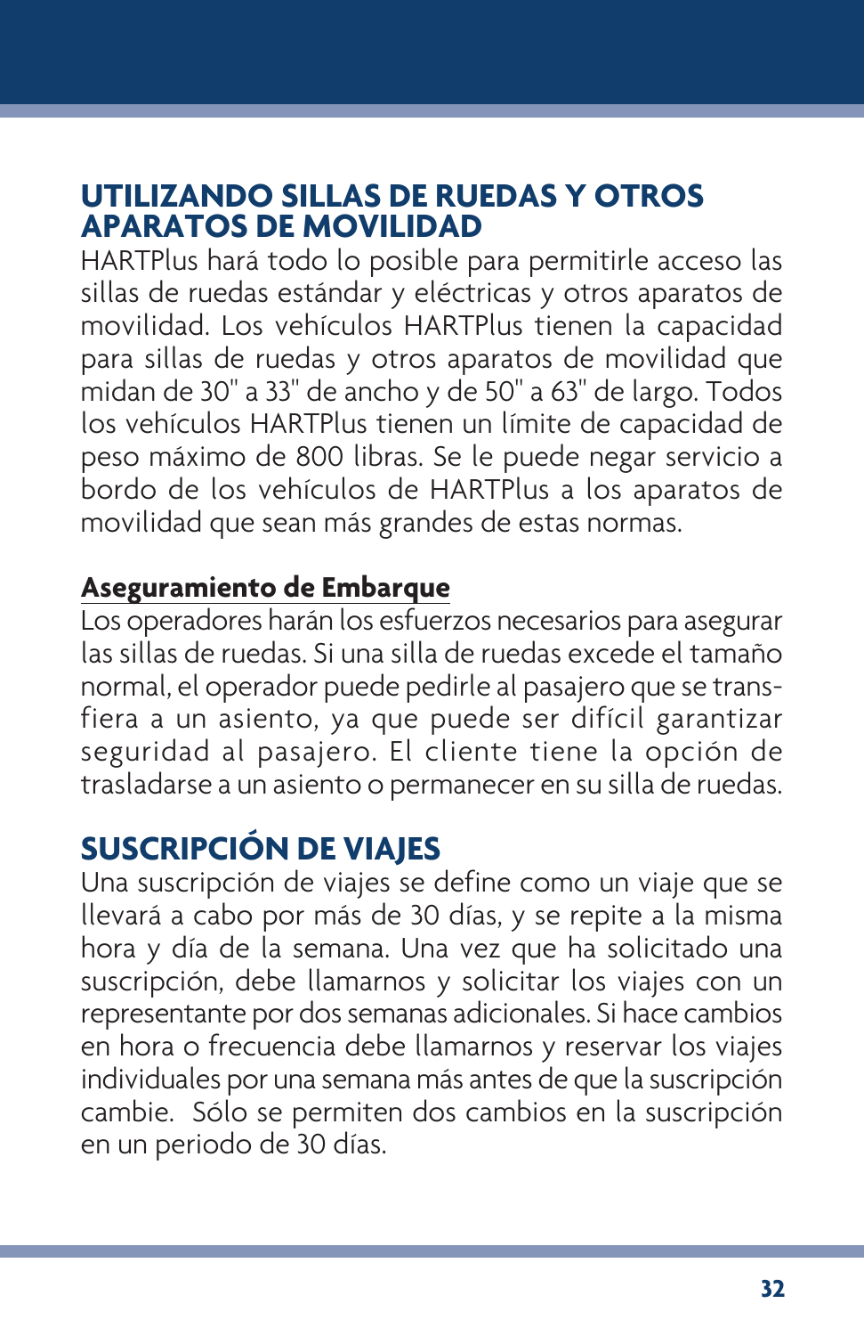## UTILIZANDO SILLAS DE RUEDAS Y OTROS APARATOS DE MOVILIDAD

HARTPlus hará todo lo posible para permitirle acceso las sillas de ruedas estándar y eléctricas y otros aparatos de movilidad. Los vehículos HARTPlus tienen la capacidad para sillas de ruedas y otros aparatos de movilidad que midan de 30" a 33" de ancho y de 50" a 63" de largo. Todos los vehículos HARTPlus tienen un límite de capacidad de peso máximo de 800 libras. Se le puede negar servicio a bordo de los vehículos de HARTPlus a los aparatos de movilidad que sean más grandes de estas normas.

### Aseguramiento de Embarque

Los operadores harán los esfuerzos necesarios para asegurar las sillas de ruedas. Si una silla de ruedas excede el tamaño normal, el operador puede pedirle al pasajero que se transfiera a un asiento, ya que puede ser difícil garantizar seguridad al pasajero. El cliente tiene la opción de trasladarse a un asiento o permanecer en su silla de ruedas.

## SUSCRIPCIÓN DE VIAJES

Una suscripción de viajes se define como un viaje que se llevará a cabo por más de 30 días, y se repite a la misma hora y día de la semana. Una vez que ha solicitado una suscripción, debe llamarnos y solicitar los viajes con un representante por dos semanas adicionales. Si hace cambios en hora o frecuencia debe llamarnos y reservar los viajes individuales por una semana más antes de que la suscripción cambie. Sólo se permiten dos cambios en la suscripción en un periodo de 30 días.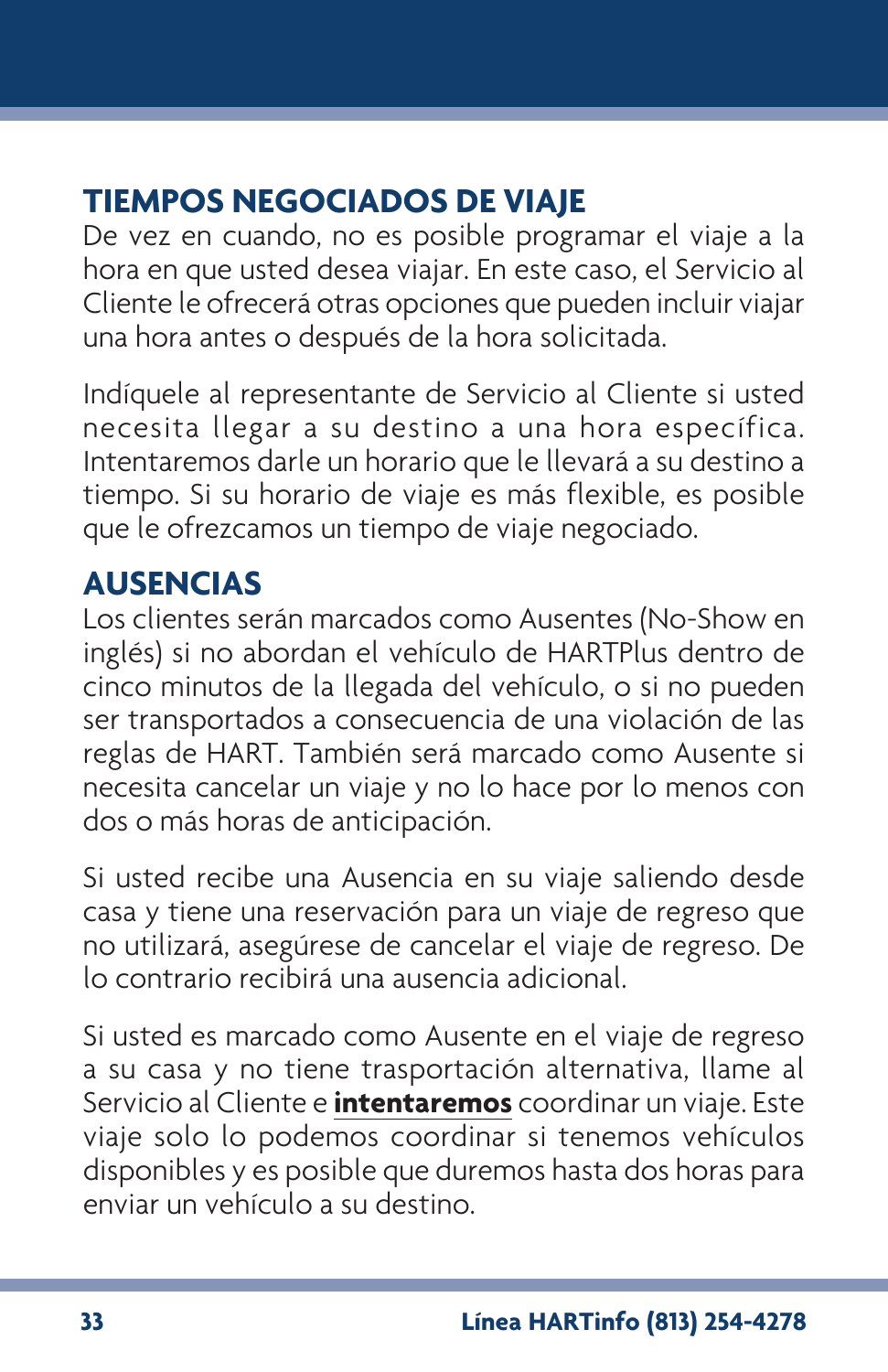## TIEMPOS NEGOCIADOS DE VIAJE

De vez en cuando, no es posible programar el viaje a la hora en que usted desea viajar. En este caso, el Servicio al Cliente le ofrecerá otras opciones que pueden incluir viajar una hora antes o después de la hora solicitada.

Indíquele al representante de Servicio al Cliente si usted necesita llegar a su destino a una hora específica. Intentaremos darle un horario que le llevará a su destino a tiempo. Si su horario de viaje es más flexible, es posible que le ofrezcamos un tiempo de viaje negociado.

## AUSENCIAS

Los clientes serán marcados como Ausentes (No-Show en inglés) si no abordan el vehículo de HARTPlus dentro de cinco minutos de la llegada del vehículo, o si no pueden ser transportados a consecuencia de una violación de las reglas de HART. También será marcado como Ausente si necesita cancelar un viaje y no lo hace por lo menos con dos o más horas de anticipación.

Si usted recibe una Ausencia en su viaje saliendo desde casa y tiene una reservación para un viaje de regreso que no utilizará, asegúrese de cancelar el viaje de regreso. De lo contrario recibirá una ausencia adicional.

Si usted es marcado como Ausente en el viaje de regreso a su casa y no tiene trasportación alternativa, llame al Servicio al Cliente e **intentaremos** coordinar un viaje. Este viaje solo lo podemos coordinar si tenemos vehículos disponibles y es posible que duremos hasta dos horas para enviar un vehículo a su destino.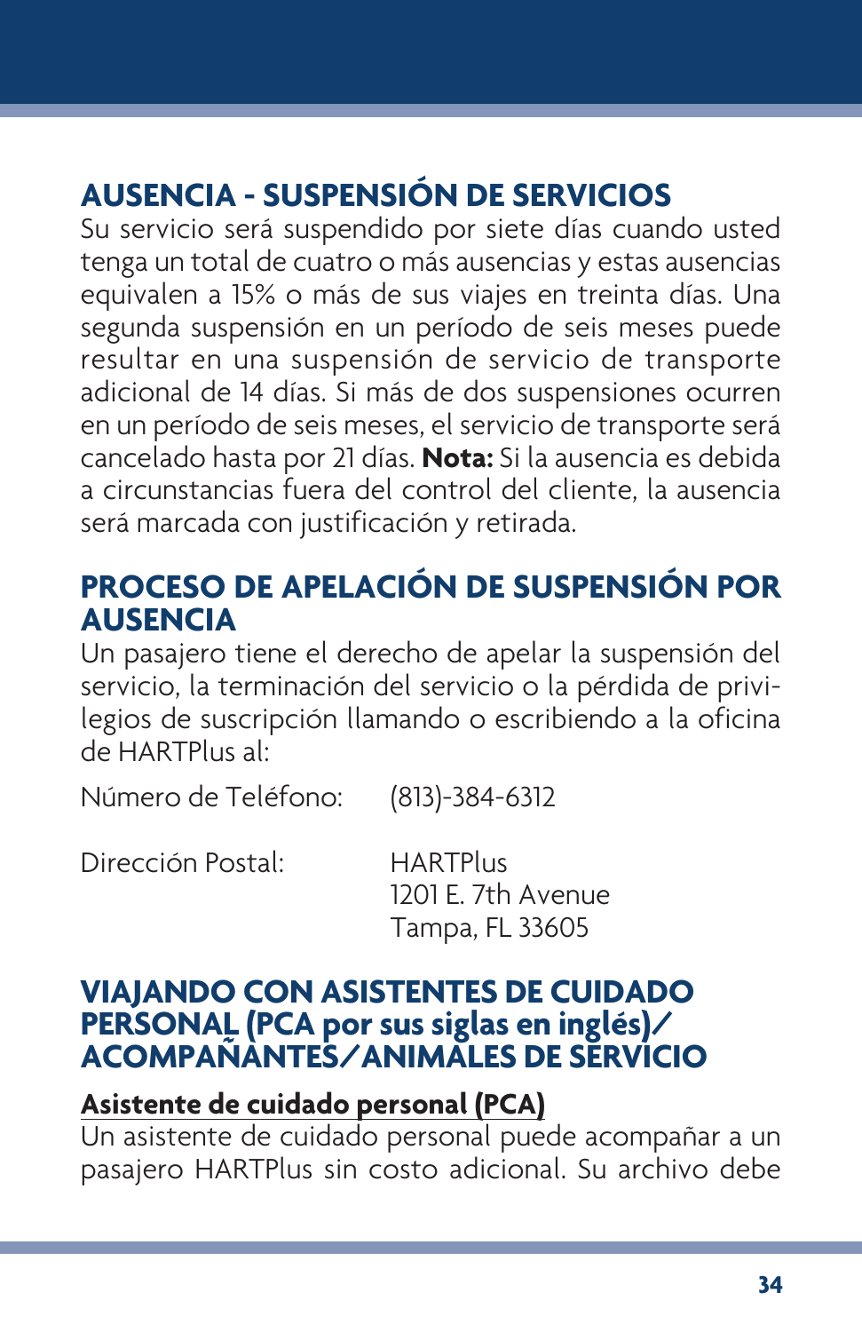## AUSENCIA - SUSPENSIÓN DE SERVICIOS

Su servicio será suspendido por siete días cuando usted tenga un total de cuatro o más ausencias y estas ausencias equivalen a 15% o más de sus viajes en treinta días. Una segunda suspensión en un período de seis meses puede resultar en una suspensión de servicio de transporte adicional de 14 días. Si más de dos suspensiones ocurren en un período de seis meses, el servicio de transporte será cancelado hasta por 21 días. **Nota:** Si la ausencia es debida a circunstancias fuera del control del cliente, la ausencia será marcada con justificación y retirada.

## PROCESO DE APELACIÓN DE SUSPENSIÓN POR AUSENCIA

Un pasajero tiene el derecho de apelar la suspensión del servicio, la terminación del servicio o la pérdida de privilegios de suscripción llamando o escribiendo a la oficina de HARTPlus al:

Número de Teléfono: (813)-384-6312

Dirección Postal: HARTPlus
1201 E. 7th Avenue
Tampa, FL 33605

## VIAJANDO CON ASISTENTES DE CUIDADO PERSONAL (PCA por sus siglas en inglés)/ ACOMPAÑANTES/ANIMALES DE SERVICIO

### Asistente de cuidado personal (PCA)

Un asistente de cuidado personal puede acompañar a un pasajero HARTPlus sin costo adicional. Su archivo debe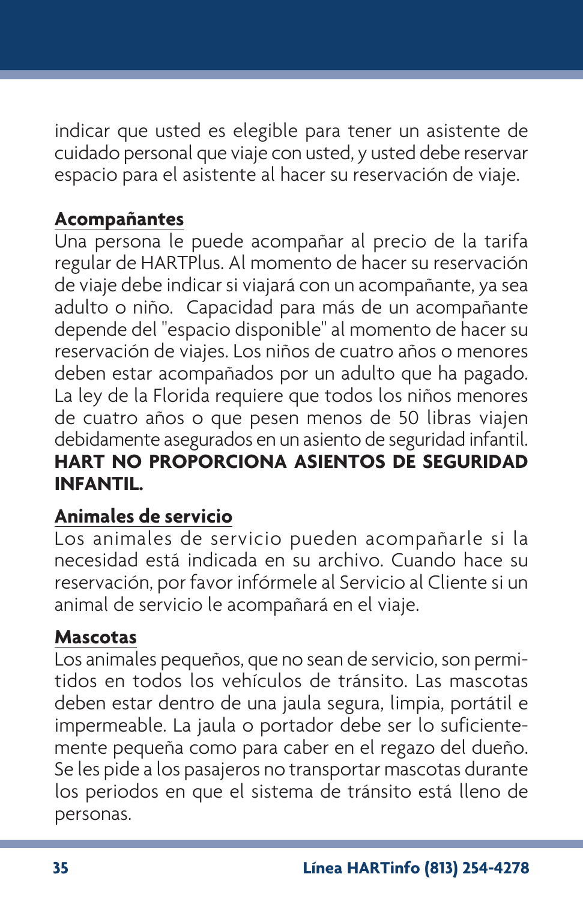indicar que usted es elegible para tener un asistente de cuidado personal que viaje con usted, y usted debe reservar espacio para el asistente al hacer su reservación de viaje.

**Acompañantes**

Una persona le puede acompañar al precio de la tarifa regular de HARTPlus. Al momento de hacer su reservación de viaje debe indicar si viajará con un acompañante, ya sea adulto o niño. Capacidad para más de un acompañante depende del "espacio disponible" al momento de hacer su reservación de viajes. Los niños de cuatro años o menores deben estar acompañados por un adulto que ha pagado. La ley de la Florida requiere que todos los niños menores de cuatro años o que pesen menos de 50 libras viajen debidamente asegurados en un asiento de seguridad infantil. **HART NO PROPORCIONA ASIENTOS DE SEGURIDAD INFANTIL.**

**Animales de servicio**

Los animales de servicio pueden acompañarle si la necesidad está indicada en su archivo. Cuando hace su reservación, por favor infórmele al Servicio al Cliente si un animal de servicio le acompañará en el viaje.

**Mascotas**

Los animales pequeños, que no sean de servicio, son permitidos en todos los vehículos de tránsito. Las mascotas deben estar dentro de una jaula segura, limpia, portátil e impermeable. La jaula o portador debe ser lo suficientemente pequeña como para caber en el regazo del dueño. Se les pide a los pasajeros no transportar mascotas durante los periodos en que el sistema de tránsito está lleno de personas.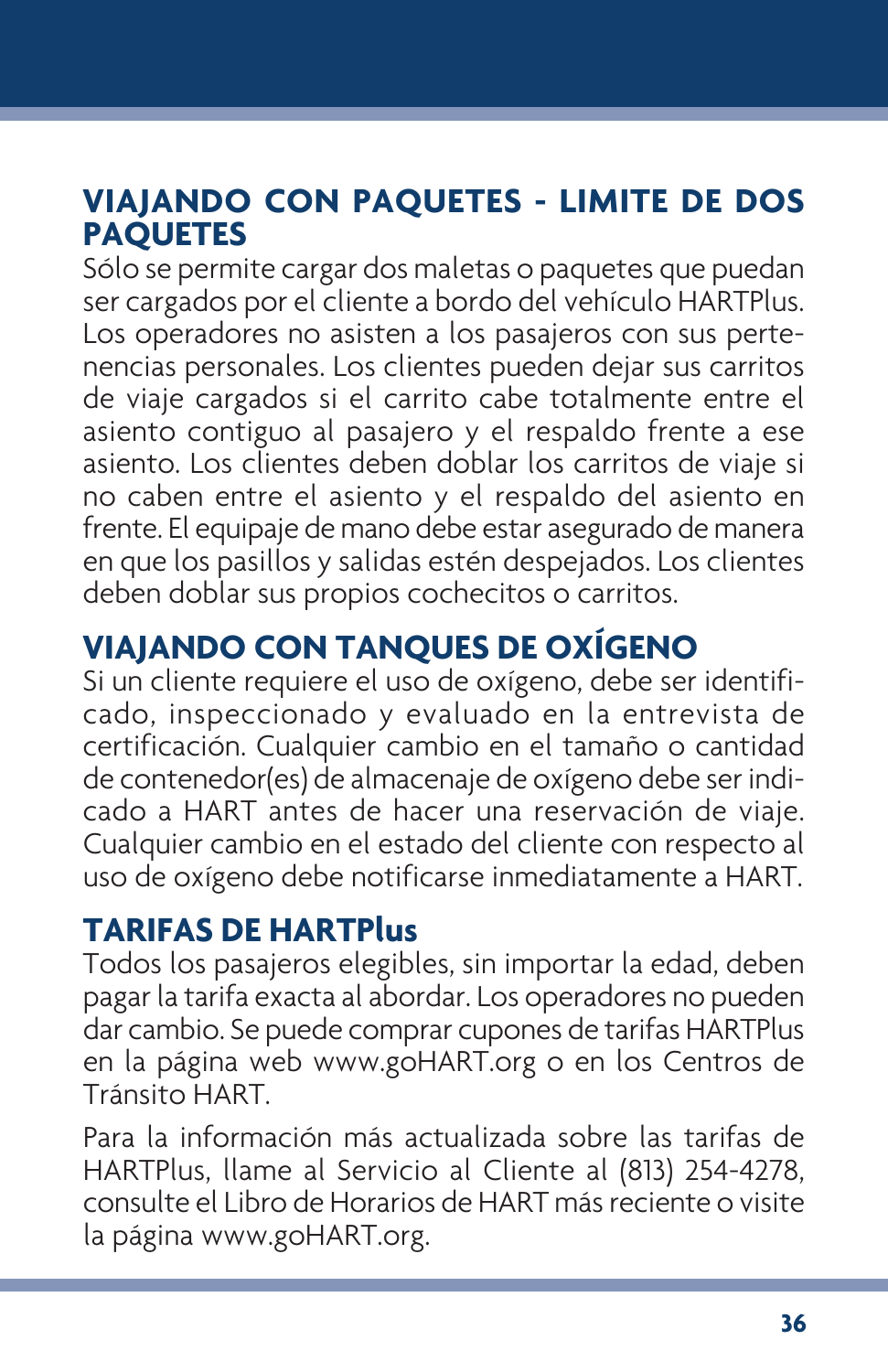## VIAJANDO CON PAQUETES - LIMITE DE DOS PAQUETES

Sólo se permite cargar dos maletas o paquetes que puedan ser cargados por el cliente a bordo del vehículo HARTPlus. Los operadores no asisten a los pasajeros con sus pertenencias personales. Los clientes pueden dejar sus carritos de viaje cargados si el carrito cabe totalmente entre el asiento contiguo al pasajero y el respaldo frente a ese asiento. Los clientes deben doblar los carritos de viaje si no caben entre el asiento y el respaldo del asiento en frente. El equipaje de mano debe estar asegurado de manera en que los pasillos y salidas estén despejados. Los clientes deben doblar sus propios cochecitos o carritos.

## VIAJANDO CON TANQUES DE OXÍGENO

Si un cliente requiere el uso de oxígeno, debe ser identificado, inspeccionado y evaluado en la entrevista de certificación. Cualquier cambio en el tamaño o cantidad de contenedor(es) de almacenaje de oxígeno debe ser indicado a HART antes de hacer una reservación de viaje. Cualquier cambio en el estado del cliente con respecto al uso de oxígeno debe notificarse inmediatamente a HART.

## TARIFAS DE HARTPlus

Todos los pasajeros elegibles, sin importar la edad, deben pagar la tarifa exacta al abordar. Los operadores no pueden dar cambio. Se puede comprar cupones de tarifas HARTPlus en la página web www.goHART.org o en los Centros de Tránsito HART.

Para la información más actualizada sobre las tarifas de HARTPlus, llame al Servicio al Cliente al (813) 254-4278, consulte el Libro de Horarios de HART más reciente o visite la página www.goHART.org.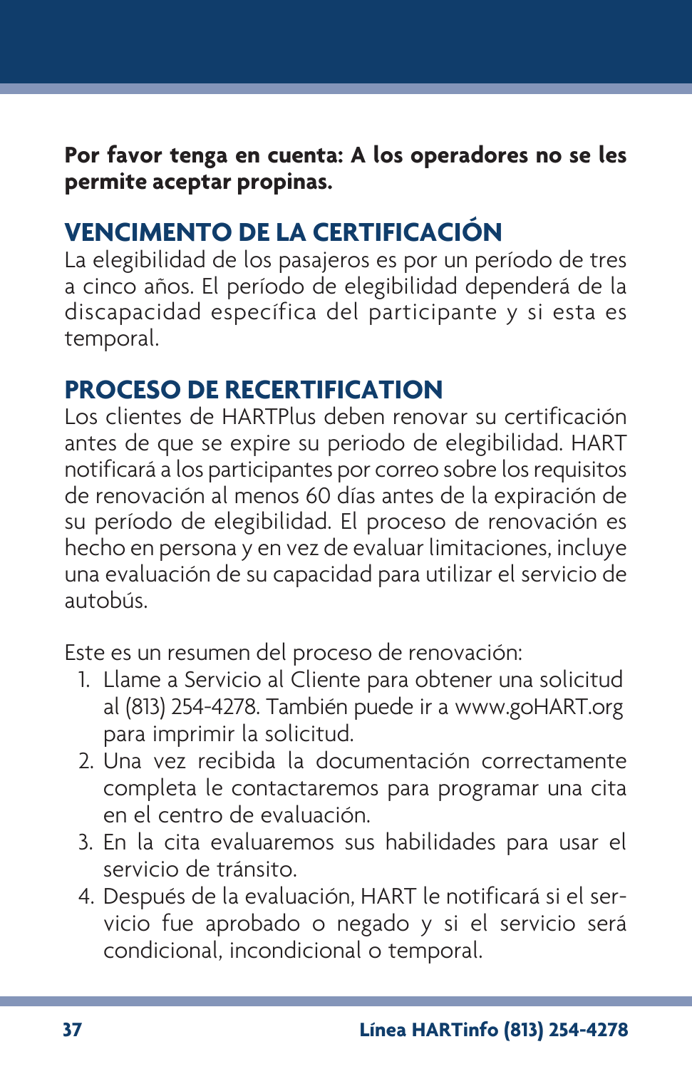**Por favor tenga en cuenta: A los operadores no se les permite aceptar propinas.**

## VENCIMENTO DE LA CERTIFICACIÓN

La elegibilidad de los pasajeros es por un período de tres a cinco años. El período de elegibilidad dependerá de la discapacidad específica del participante y si esta es temporal.

## PROCESO DE RECERTIFICATION

Los clientes de HARTPlus deben renovar su certificación antes de que se expire su periodo de elegibilidad. HART notificará a los participantes por correo sobre los requisitos de renovación al menos 60 días antes de la expiración de su período de elegibilidad. El proceso de renovación es hecho en persona y en vez de evaluar limitaciones, incluye una evaluación de su capacidad para utilizar el servicio de autobús.

Este es un resumen del proceso de renovación:

1. Llame a Servicio al Cliente para obtener una solicitud al (813) 254-4278. También puede ir a www.goHART.org para imprimir la solicitud.
2. Una vez recibida la documentación correctamente completa le contactaremos para programar una cita en el centro de evaluación.
3. En la cita evaluaremos sus habilidades para usar el servicio de tránsito.
4. Después de la evaluación, HART le notificará si el servicio fue aprobado o negado y si el servicio será condicional, incondicional o temporal.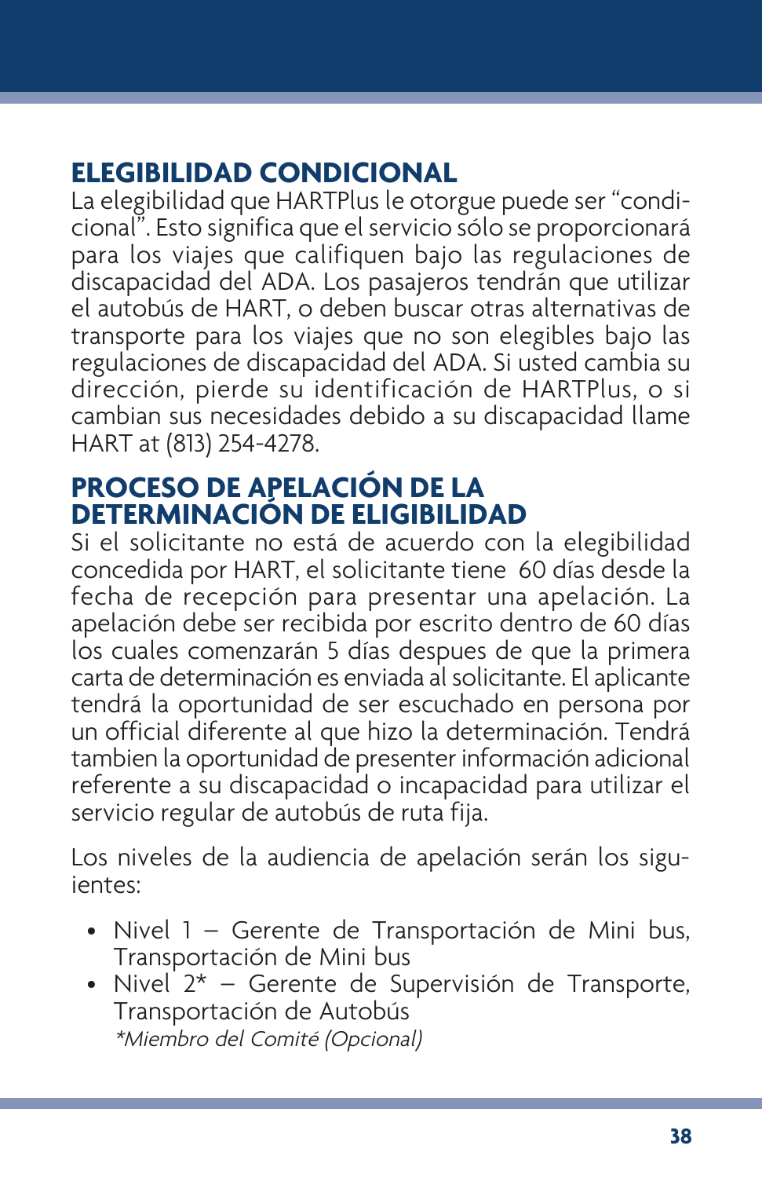## ELEGIBILIDAD CONDICIONAL

La elegibilidad que HARTPlus le otorgue puede ser "condicional". Esto significa que el servicio sólo se proporcionará para los viajes que califiquen bajo las regulaciones de discapacidad del ADA. Los pasajeros tendrán que utilizar el autobús de HART, o deben buscar otras alternativas de transporte para los viajes que no son elegibles bajo las regulaciones de discapacidad del ADA. Si usted cambia su dirección, pierde su identificación de HARTPlus, o si cambian sus necesidades debido a su discapacidad llame HART at (813) 254-4278.

## PROCESO DE APELACIÓN DE LA DETERMINACIÓN DE ELIGIBILIDAD

Si el solicitante no está de acuerdo con la elegibilidad concedida por HART, el solicitante tiene 60 días desde la fecha de recepción para presentar una apelación. La apelación debe ser recibida por escrito dentro de 60 días los cuales comenzarán 5 días despues de que la primera carta de determinación es enviada al solicitante. El aplicante tendrá la oportunidad de ser escuchado en persona por un official diferente al que hizo la determinación. Tendrá tambien la oportunidad de presenter información adicional referente a su discapacidad o incapacidad para utilizar el servicio regular de autobús de ruta fija.

Los niveles de la audiencia de apelación serán los siguientes:

- Nivel 1 – Gerente de Transportación de Mini bus, Transportación de Mini bus
- Nivel 2* – Gerente de Supervisión de Transporte, Transportación de Autobús

  *\*Miembro del Comité (Opcional)*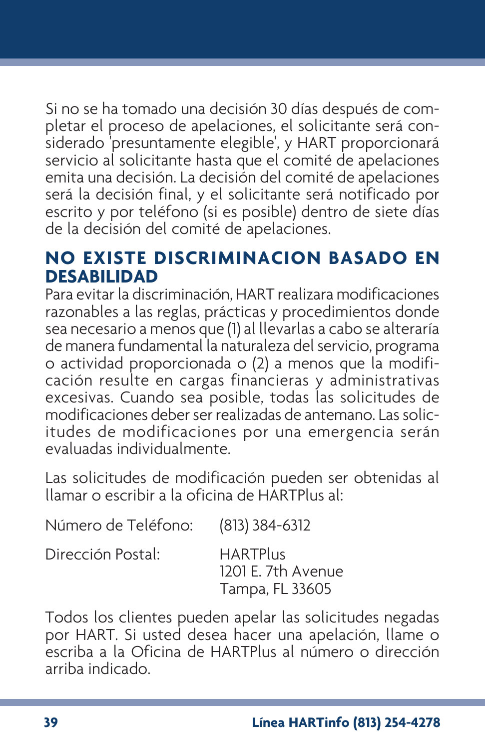Si no se ha tomado una decisión 30 días después de completar el proceso de apelaciones, el solicitante será considerado 'presuntamente elegible', y HART proporcionará servicio al solicitante hasta que el comité de apelaciones emita una decisión. La decisión del comité de apelaciones será la decisión final, y el solicitante será notificado por escrito y por teléfono (si es posible) dentro de siete días de la decisión del comité de apelaciones.

## NO EXISTE DISCRIMINACION BASADO EN DESABILIDAD

Para evitar la discriminación, HART realizara modificaciones razonables a las reglas, prácticas y procedimientos donde sea necesario a menos que (1) al llevarlas a cabo se alteraría de manera fundamental la naturaleza del servicio, programa o actividad proporcionada o (2) a menos que la modificación resulte en cargas financieras y administrativas excesivas. Cuando sea posible, todas las solicitudes de modificaciones deber ser realizadas de antemano. Las solicitudes de modificaciones por una emergencia serán evaluadas individualmente.

Las solicitudes de modificación pueden ser obtenidas al llamar o escribir a la oficina de HARTPlus al:

Número de Teléfono: (813) 384-6312

Dirección Postal: HARTPlus
1201 E. 7th Avenue
Tampa, FL 33605

Todos los clientes pueden apelar las solicitudes negadas por HART. Si usted desea hacer una apelación, llame o escriba a la Oficina de HARTPlus al número o dirección arriba indicado.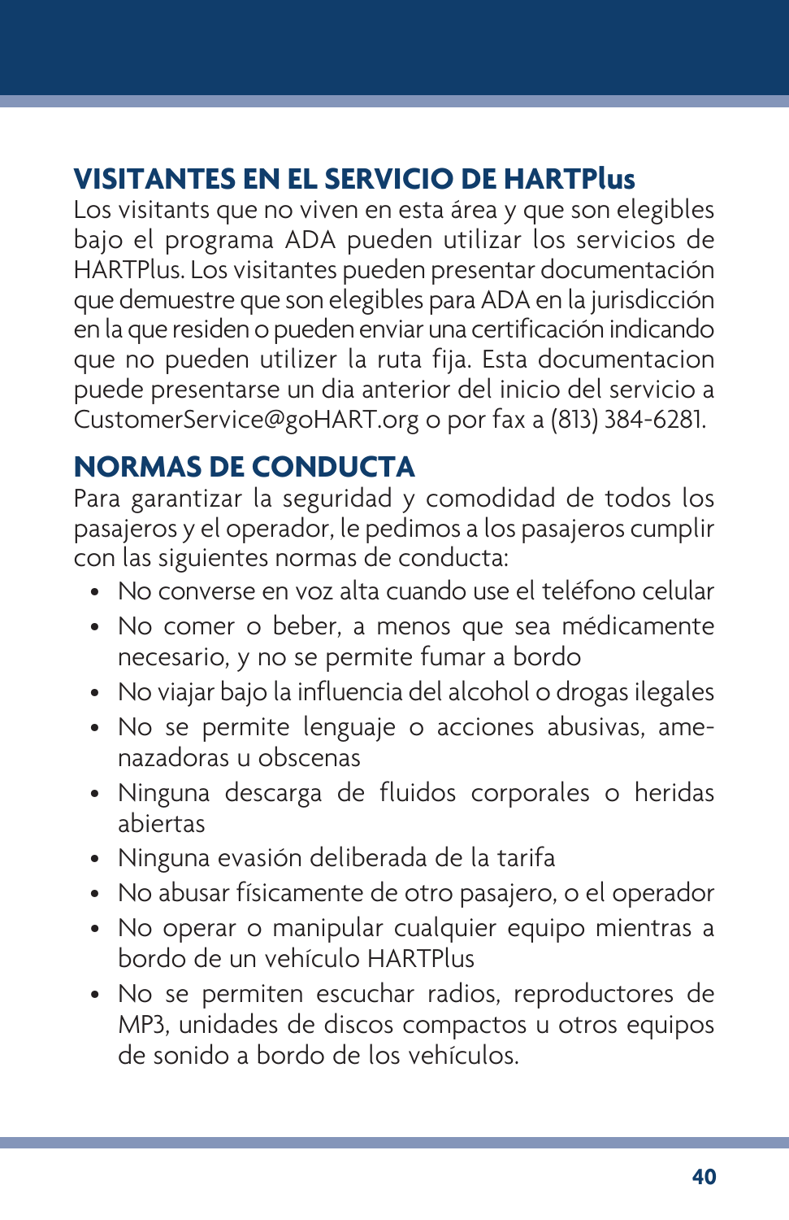## VISITANTES EN EL SERVICIO DE HARTPlus

Los visitants que no viven en esta área y que son elegibles bajo el programa ADA pueden utilizar los servicios de HARTPlus. Los visitantes pueden presentar documentación que demuestre que son elegibles para ADA en la jurisdicción en la que residen o pueden enviar una certificación indicando que no pueden utilizer la ruta fija. Esta documentacion puede presentarse un dia anterior del inicio del servicio a CustomerService@goHART.org o por fax a (813) 384-6281.

## NORMAS DE CONDUCTA

Para garantizar la seguridad y comodidad de todos los pasajeros y el operador, le pedimos a los pasajeros cumplir con las siguientes normas de conducta:

- No converse en voz alta cuando use el teléfono celular
- No comer o beber, a menos que sea médicamente necesario, y no se permite fumar a bordo
- No viajar bajo la influencia del alcohol o drogas ilegales
- No se permite lenguaje o acciones abusivas, amenazadoras u obscenas
- Ninguna descarga de fluidos corporales o heridas abiertas
- Ninguna evasión deliberada de la tarifa
- No abusar físicamente de otro pasajero, o el operador
- No operar o manipular cualquier equipo mientras a bordo de un vehículo HARTPlus
- No se permiten escuchar radios, reproductores de MP3, unidades de discos compactos u otros equipos de sonido a bordo de los vehículos.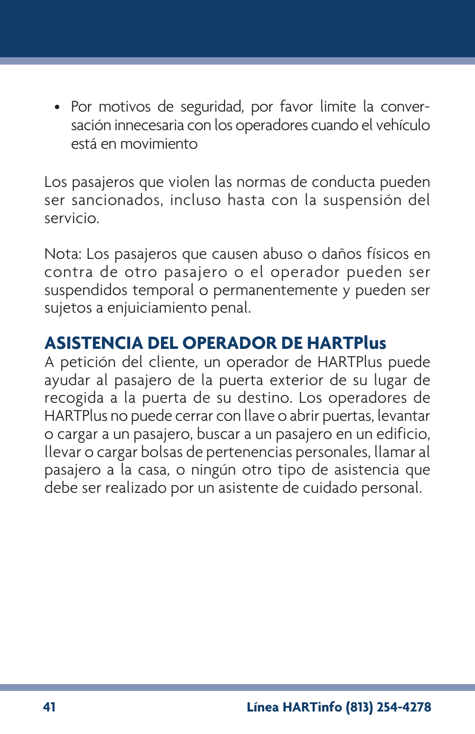- Por motivos de seguridad, por favor limite la conversación innecesaria con los operadores cuando el vehículo está en movimiento

Los pasajeros que violen las normas de conducta pueden ser sancionados, incluso hasta con la suspensión del servicio.

Nota: Los pasajeros que causen abuso o daños físicos en contra de otro pasajero o el operador pueden ser suspendidos temporal o permanentemente y pueden ser sujetos a enjuiciamiento penal.

## ASISTENCIA DEL OPERADOR DE HARTPlus

A petición del cliente, un operador de HARTPlus puede ayudar al pasajero de la puerta exterior de su lugar de recogida a la puerta de su destino. Los operadores de HARTPlus no puede cerrar con llave o abrir puertas, levantar o cargar a un pasajero, buscar a un pasajero en un edificio, llevar o cargar bolsas de pertenencias personales, llamar al pasajero a la casa, o ningún otro tipo de asistencia que debe ser realizado por un asistente de cuidado personal.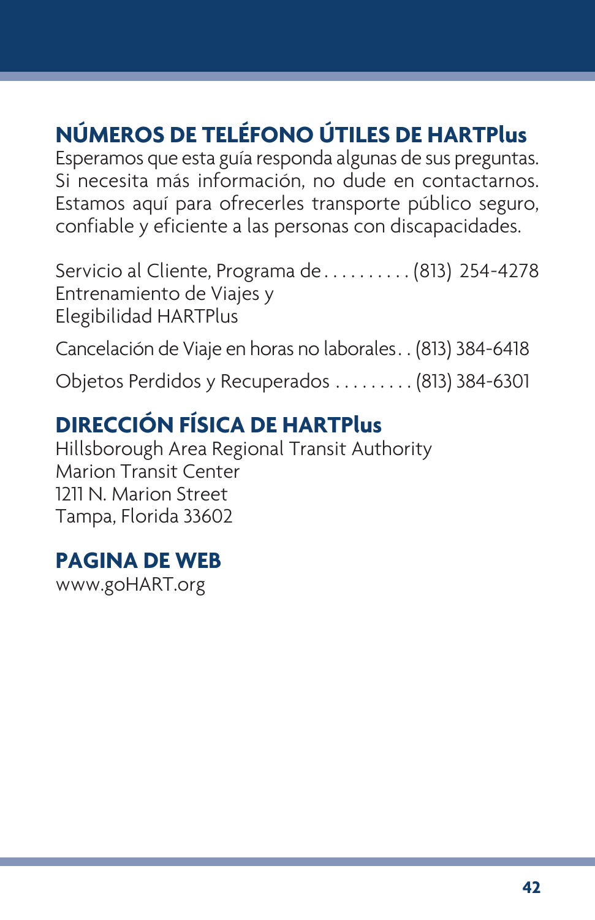## NÚMEROS DE TELÉFONO ÚTILES DE HARTPlus

Esperamos que esta guía responda algunas de sus preguntas. Si necesita más información, no dude en contactarnos. Estamos aquí para ofrecerles transporte público seguro, confiable y eficiente a las personas con discapacidades.

Servicio al Cliente, Programa de Entrenamiento de Viajes y Elegibilidad HARTPlus . . . . . . . . . . (813) 254-4278

Cancelación de Viaje en horas no laborales . . (813) 384-6418

Objetos Perdidos y Recuperados . . . . . . . . . (813) 384-6301

## DIRECCIÓN FÍSICA DE HARTPlus

Hillsborough Area Regional Transit Authority
Marion Transit Center
1211 N. Marion Street
Tampa, Florida 33602

## PAGINA DE WEB

www.goHART.org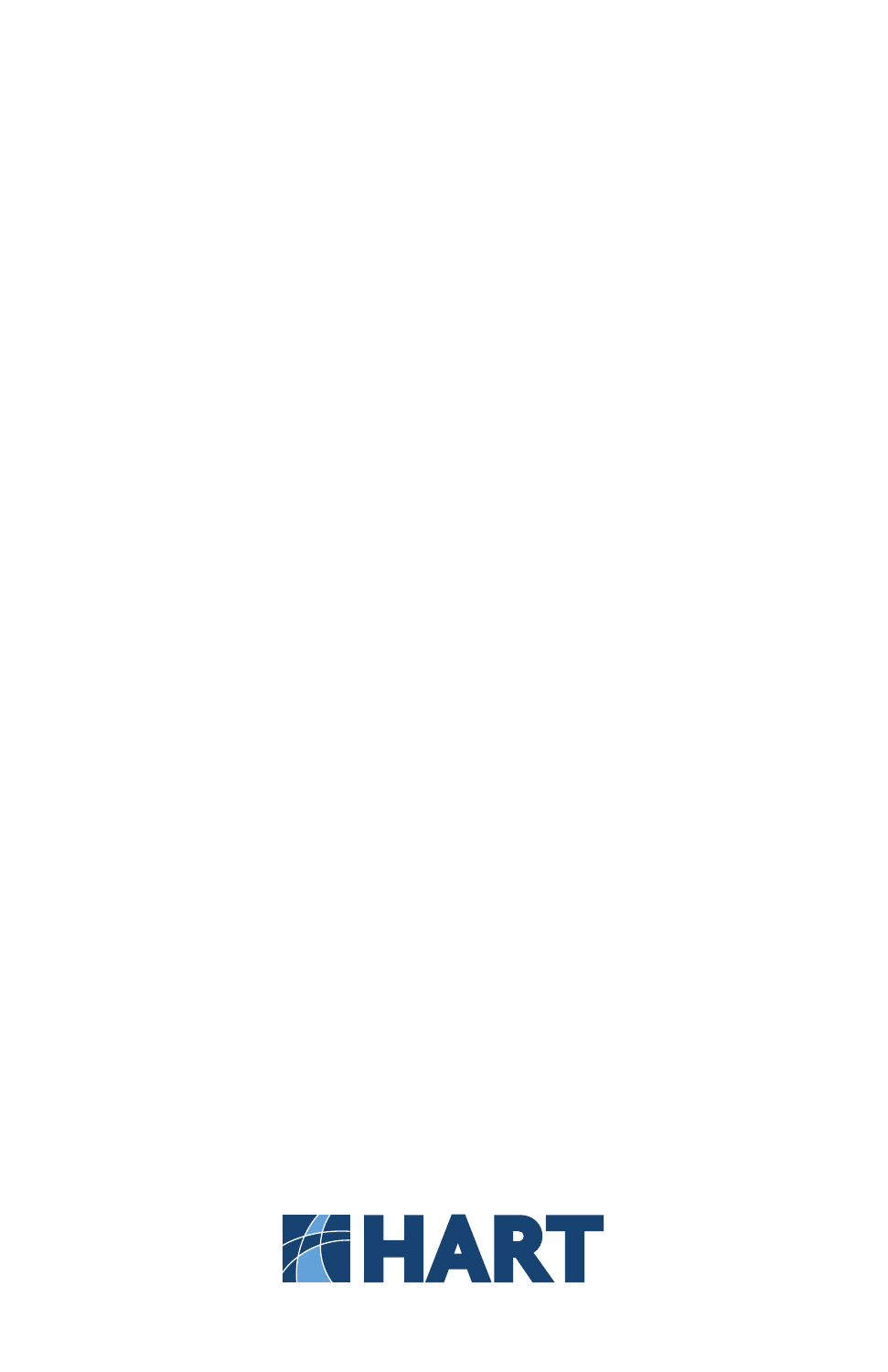HART